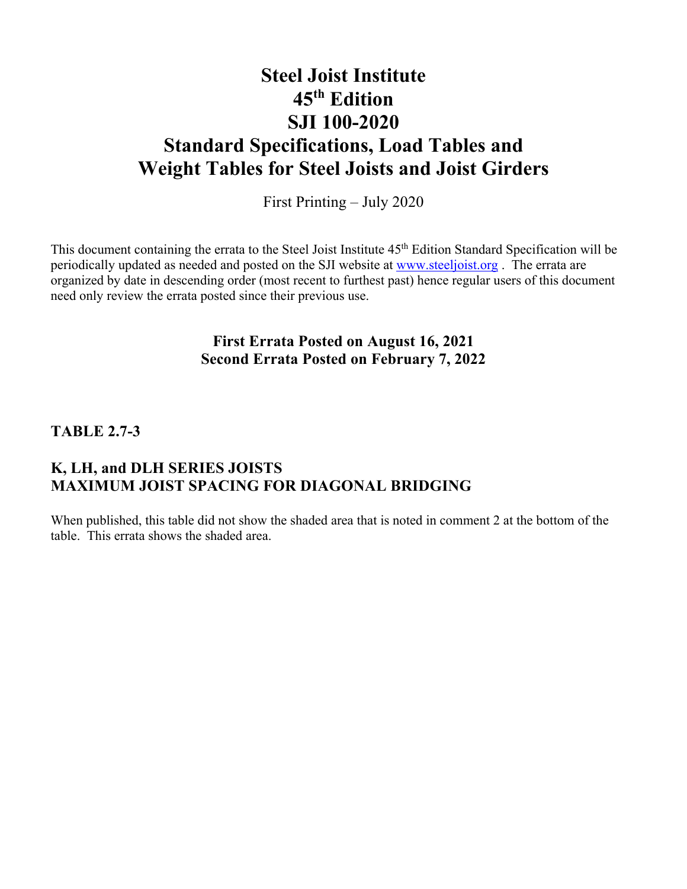# Steel Joist Institute
# 45th Edition
# SJI 100-2020
# Standard Specifications, Load Tables and Weight Tables for Steel Joists and Joist Girders

First Printing – July 2020

This document containing the errata to the Steel Joist Institute 45th Edition Standard Specification will be periodically updated as needed and posted on the SJI website at www.steeljoist.org . The errata are organized by date in descending order (most recent to furthest past) hence regular users of this document need only review the errata posted since their previous use.

**First Errata Posted on August 16, 2021**
**Second Errata Posted on February 7, 2022**

## TABLE 2.7-3

## K, LH, and DLH SERIES JOISTS MAXIMUM JOIST SPACING FOR DIAGONAL BRIDGING

When published, this table did not show the shaded area that is noted in comment 2 at the bottom of the table. This errata shows the shaded area.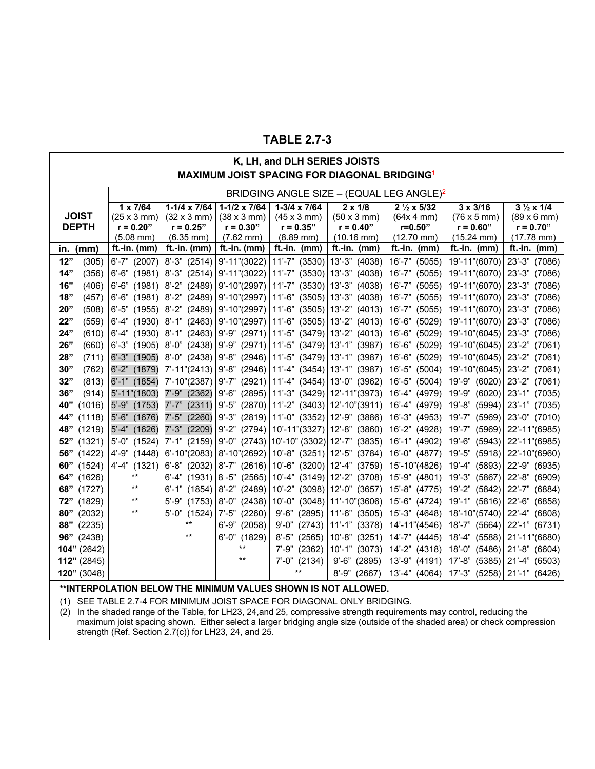# TABLE 2.7-3

| K, LH, and DLH SERIES JOISTS MAXIMUM JOIST SPACING FOR DIAGONAL BRIDGING[1] | | | | | | | | |
|---|---|---|---|---|---|---|---|---|
| | BRIDGING ANGLE SIZE – (EQUAL LEG ANGLE)[2] | | | | | | | |
| **JOIST DEPTH** | **1 x 7/64** (25 x 3 mm) **r = 0.20"** (5.08 mm) | **1-1/4 x 7/64** (32 x 3 mm) **r = 0.25"** (6.35 mm) | **1-1/2 x 7/64** (38 x 3 mm) **r = 0.30"** (7.62 mm) | **1-3/4 x 7/64** (45 x 3 mm) **r = 0.35"** (8.89 mm) | **2 x 1/8** (50 x 3 mm) **r = 0.40"** (10.16 mm) | **2 ½ x 5/32** (64x 4 mm) **r=0.50"** (12.70 mm) | **3 x 3/16** (76 x 5 mm) **r = 0.60"** (15.24 mm) | **3 ½ x 1/4** (89 x 6 mm) **r = 0.70"** (17.78 mm) |
| **in. (mm)** | **ft.-in. (mm)** | **ft.-in. (mm)** | **ft.-in. (mm)** | **ft.-in. (mm)** | **ft.-in. (mm)** | **ft.-in. (mm)** | **ft.-in. (mm)** | **ft.-in. (mm)** |
| **12"** (305) | 6'-7" (2007) | 8'-3" (2514) | 9'-11"(3022) | 11'-7" (3530) | 13'-3" (4038) | 16'-7" (5055) | 19'-11"(6070) | 23'-3" (7086) |
| **14"** (356) | 6'-6" (1981) | 8'-3" (2514) | 9'-11"(3022) | 11'-7" (3530) | 13'-3" (4038) | 16'-7" (5055) | 19'-11"(6070) | 23'-3" (7086) |
| **16"** (406) | 6'-6" (1981) | 8'-2" (2489) | 9'-10"(2997) | 11'-7" (3530) | 13'-3" (4038) | 16'-7" (5055) | 19'-11"(6070) | 23'-3" (7086) |
| **18"** (457) | 6'-6" (1981) | 8'-2" (2489) | 9'-10"(2997) | 11'-6" (3505) | 13'-3" (4038) | 16'-7" (5055) | 19'-11"(6070) | 23'-3" (7086) |
| **20"** (508) | 6'-5" (1955) | 8'-2" (2489) | 9'-10"(2997) | 11'-6" (3505) | 13'-2" (4013) | 16'-7" (5055) | 19'-11"(6070) | 23'-3" (7086) |
| **22"** (559) | 6'-4" (1930) | 8'-1" (2463) | 9'-10"(2997) | 11'-6" (3505) | 13'-2" (4013) | 16'-6" (5029) | 19'-11"(6070) | 23'-3" (7086) |
| **24"** (610) | 6'-4" (1930) | 8'-1" (2463) | 9'-9" (2971) | 11'-5" (3479) | 13'-2" (4013) | 16'-6" (5029) | 19'-10"(6045) | 23'-3" (7086) |
| **26"** (660) | 6'-3" (1905) | 8'-0" (2438) | 9'-9" (2971) | 11'-5" (3479) | 13'-1" (3987) | 16'-6" (5029) | 19'-10"(6045) | 23'-2" (7061) |
| **28"** (711) | 6'-3" (1905) | 8'-0" (2438) | 9'-8" (2946) | 11'-5" (3479) | 13'-1" (3987) | 16'-6" (5029) | 19'-10"(6045) | 23'-2" (7061) |
| **30"** (762) | 6'-2" (1879) | 7'-11"(2413) | 9'-8" (2946) | 11'-4" (3454) | 13'-1" (3987) | 16'-5" (5004) | 19'-10"(6045) | 23'-2" (7061) |
| **32"** (813) | 6'-1" (1854) | 7'-10"(2387) | 9'-7" (2921) | 11'-4" (3454) | 13'-0" (3962) | 16'-5" (5004) | 19'-9" (6020) | 23'-2" (7061) |
| **36"** (914) | 5'-11"(1803) | 7'-9" (2362) | 9'-6" (2895) | 11'-3" (3429) | 12'-11"(3973) | 16'-4" (4979) | 19'-9" (6020) | 23'-1" (7035) |
| **40"** (1016) | 5'-9" (1753) | 7'-7" (2311) | 9'-5" (2870) | 11'-2" (3403) | 12'-10"(3911) | 16'-4" (4979) | 19'-8" (5994) | 23'-1" (7035) |
| **44"** (1118) | 5'-6" (1676) | 7'-5" (2260) | 9'-3" (2819) | 11'-0" (3352) | 12'-9" (3886) | 16'-3" (4953) | 19'-7" (5969) | 23'-0" (7010) |
| **48"** (1219) | 5'-4" (1626) | 7'-3" (2209) | 9'-2" (2794) | 10'-11"(3327) | 12'-8" (3860) | 16'-2" (4928) | 19'-7" (5969) | 22'-11"(6985) |
| **52"** (1321) | 5'-0" (1524) | 7'-1" (2159) | 9'-0" (2743) | 10'-10" (3302) | 12'-7" (3835) | 16'-1" (4902) | 19'-6" (5943) | 22'-11"(6985) |
| **56"** (1422) | 4'-9" (1448) | 6'-10"(2083) | 8'-10"(2692) | 10'-8" (3251) | 12'-5" (3784) | 16'-0" (4877) | 19'-5" (5918) | 22'-10"(6960) |
| **60"** (1524) | 4'-4" (1321) | 6'-8" (2032) | 8'-7" (2616) | 10'-6" (3200) | 12'-4" (3759) | 15'-10"(4826) | 19'-4" (5893) | 22'-9" (6935) |
| **64"** (1626) | ** | 6'-4" (1931) | 8 -5" (2565) | 10'-4" (3149) | 12'-2" (3708) | 15'-9" (4801) | 19'-3" (5867) | 22'-8" (6909) |
| **68"** (1727) | ** | 6'-1" (1854) | 8'-2" (2489) | 10'-2" (3098) | 12'-0" (3657) | 15'-8" (4775) | 19'-2" (5842) | 22'-7" (6884) |
| **72"** (1829) | ** | 5'-9" (1753) | 8'-0" (2438) | 10'-0" (3048) | 11'-10"(3606) | 15'-6" (4724) | 19'-1" (5816) | 22'-6" (6858) |
| **80"** (2032) | ** | 5'-0" (1524) | 7'-5" (2260) | 9'-6" (2895) | 11'-6" (3505) | 15'-3" (4648) | 18'-10"(5740) | 22'-4" (6808) |
| **88"** (2235) | | ** | 6'-9" (2058) | 9'-0" (2743) | 11'-1" (3378) | 14'-11"(4546) | 18'-7" (5664) | 22'-1" (6731) |
| **96"** (2438) | | ** | 6'-0" (1829) | 8'-5" (2565) | 10'-8" (3251) | 14'-7" (4445) | 18'-4" (5588) | 21'-11"(6680) |
| **104"** (2642) | | | ** | 7'-9" (2362) | 10'-1" (3073) | 14'-2" (4318) | 18'-0" (5486) | 21'-8" (6604) |
| **112"** (2845) | | | ** | 7'-0" (2134) | 9'-6" (2895) | 13'-9" (4191) | 17'-8" (5385) | 21'-4" (6503) |
| **120"** (3048) | | | | ** | 8'-9" (2667) | 13'-4" (4064) | 17'-3" (5258) | 21'-1" (6426) |

****INTERPOLATION BELOW THE MINIMUM VALUES SHOWN IS NOT ALLOWED.**

(1) SEE TABLE 2.7-4 FOR MINIMUM JOIST SPACE FOR DIAGONAL ONLY BRIDGING.

(2) In the shaded range of the Table, for LH23, 24,and 25, compressive strength requirements may control, reducing the maximum joist spacing shown. Either select a larger bridging angle size (outside of the shaded area) or check compression strength (Ref. Section 2.7(c)) for LH23, 24, and 25.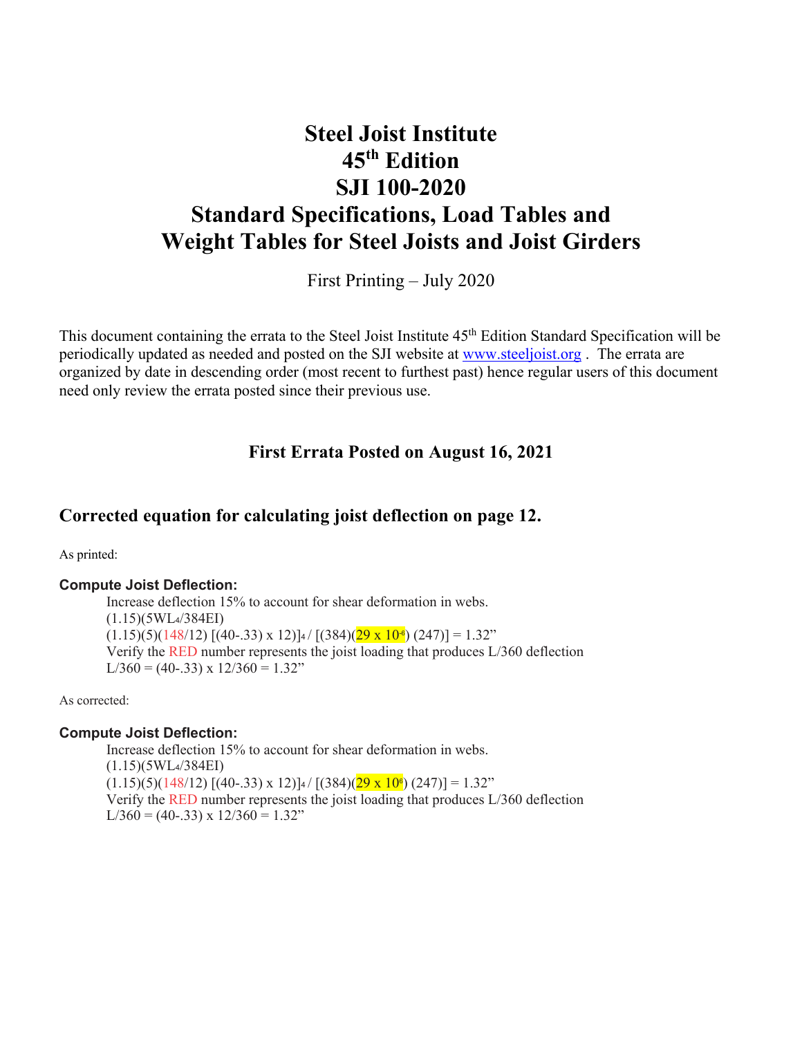# Steel Joist Institute
# 45th Edition
# SJI 100-2020
# Standard Specifications, Load Tables and Weight Tables for Steel Joists and Joist Girders

First Printing – July 2020

This document containing the errata to the Steel Joist Institute 45th Edition Standard Specification will be periodically updated as needed and posted on the SJI website at www.steeljoist.org . The errata are organized by date in descending order (most recent to furthest past) hence regular users of this document need only review the errata posted since their previous use.

### First Errata Posted on August 16, 2021

## Corrected equation for calculating joist deflection on page 12.

As printed:

**Compute Joist Deflection:**

Increase deflection 15% to account for shear deformation in webs.

$(1.15)(5WL^4/384EI)$

$(1.15)(5)(148/12)\,[(40-.33) \times 12)]^4 / [(384)(29 \times 10^{-6})\,(247)] = 1.32"$

Verify the RED number represents the joist loading that produces L/360 deflection

$L/360 = (40-.33) \times 12/360 = 1.32"$

As corrected:

**Compute Joist Deflection:**

Increase deflection 15% to account for shear deformation in webs.

$(1.15)(5WL^4/384EI)$

$(1.15)(5)(148/12)\,[(40-.33) \times 12)]^4 / [(384)(29 \times 10^{6})\,(247)] = 1.32"$

Verify the RED number represents the joist loading that produces L/360 deflection

$L/360 = (40-.33) \times 12/360 = 1.32"$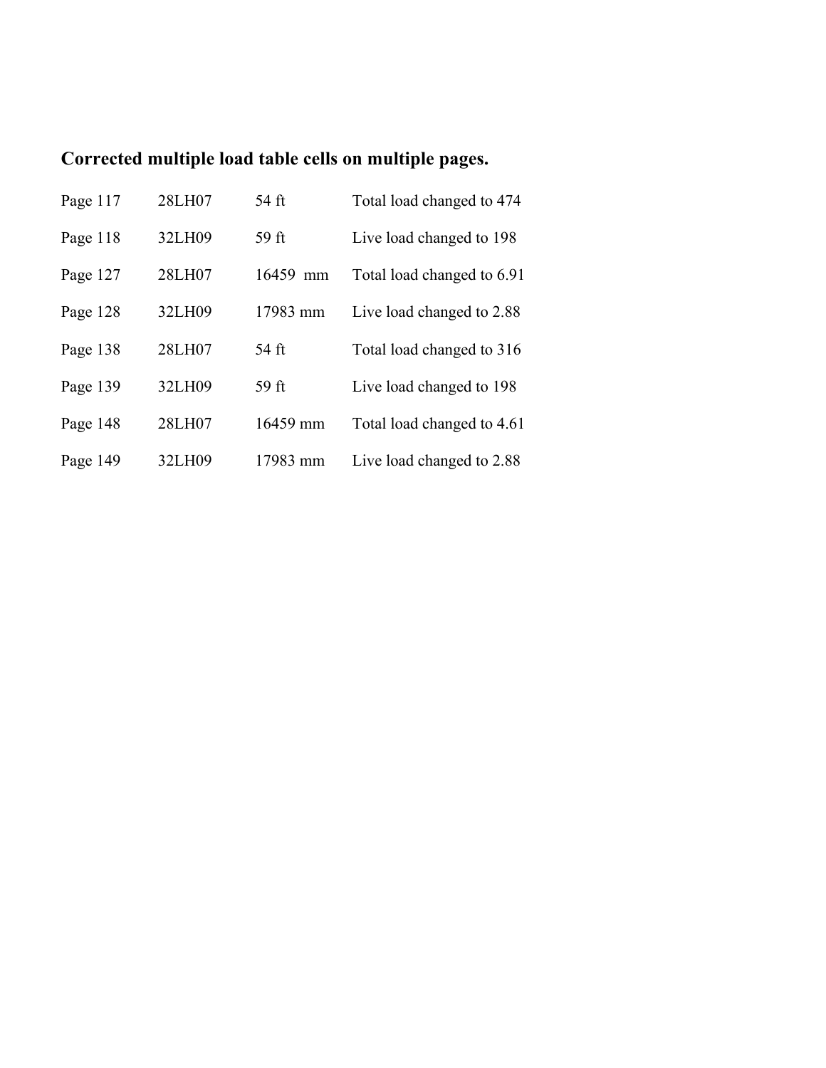**Corrected multiple load table cells on multiple pages.**

| | | | |
|---|---|---|---|
| Page 117 | 28LH07 | 54 ft | Total load changed to 474 |
| Page 118 | 32LH09 | 59 ft | Live load changed to 198 |
| Page 127 | 28LH07 | 16459 mm | Total load changed to 6.91 |
| Page 128 | 32LH09 | 17983 mm | Live load changed to 2.88 |
| Page 138 | 28LH07 | 54 ft | Total load changed to 316 |
| Page 139 | 32LH09 | 59 ft | Live load changed to 198 |
| Page 148 | 28LH07 | 16459 mm | Total load changed to 4.61 |
| Page 149 | 32LH09 | 17983 mm | Live load changed to 2.88 |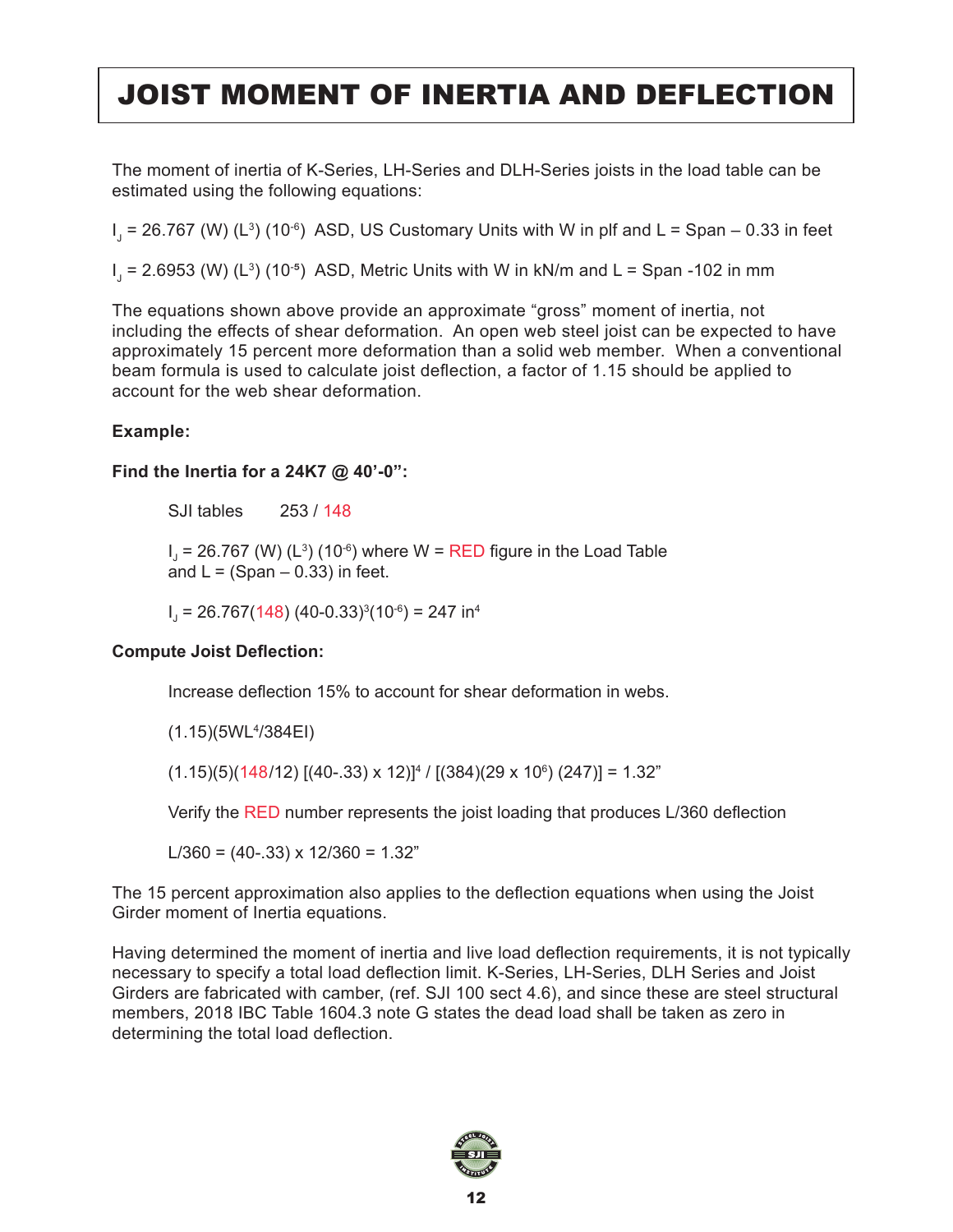# JOIST MOMENT OF INERTIA AND DEFLECTION

The moment of inertia of K-Series, LH-Series and DLH-Series joists in the load table can be estimated using the following equations:

$I_J = 26.767\ (W)\ (L^3)\ (10^{-6})$ ASD, US Customary Units with W in plf and L = Span – 0.33 in feet

$I_J = 2.6953\ (W)\ (L^3)\ (10^{-5})$ ASD, Metric Units with W in kN/m and L = Span -102 in mm

The equations shown above provide an approximate "gross" moment of inertia, not including the effects of shear deformation. An open web steel joist can be expected to have approximately 15 percent more deformation than a solid web member. When a conventional beam formula is used to calculate joist deflection, a factor of 1.15 should be applied to account for the web shear deformation.

**Example:**

**Find the Inertia for a 24K7 @ 40'-0":**

SJI tables 253 / 148

$I_J = 26.767\ (W)\ (L^3)\ (10^{-6})$ where W = RED figure in the Load Table and L = (Span – 0.33) in feet.

$I_J = 26.767(148)\ (40\text{-}0.33)^3(10^{-6}) = 247\ \text{in}^4$

**Compute Joist Deflection:**

Increase deflection 15% to account for shear deformation in webs.

$(1.15)(5WL^4/384EI)$

$(1.15)(5)(148/12)\ [(40\text{-}.33) \times 12)]^4 / [(384)(29 \times 10^6)\ (247)] = 1.32"$

Verify the RED number represents the joist loading that produces L/360 deflection

$L/360 = (40\text{-}.33) \times 12/360 = 1.32"$

The 15 percent approximation also applies to the deflection equations when using the Joist Girder moment of Inertia equations.

Having determined the moment of inertia and live load deflection requirements, it is not typically necessary to specify a total load deflection limit. K-Series, LH-Series, DLH Series and Joist Girders are fabricated with camber, (ref. SJI 100 sect 4.6), and since these are steel structural members, 2018 IBC Table 1604.3 note G states the dead load shall be taken as zero in determining the total load deflection.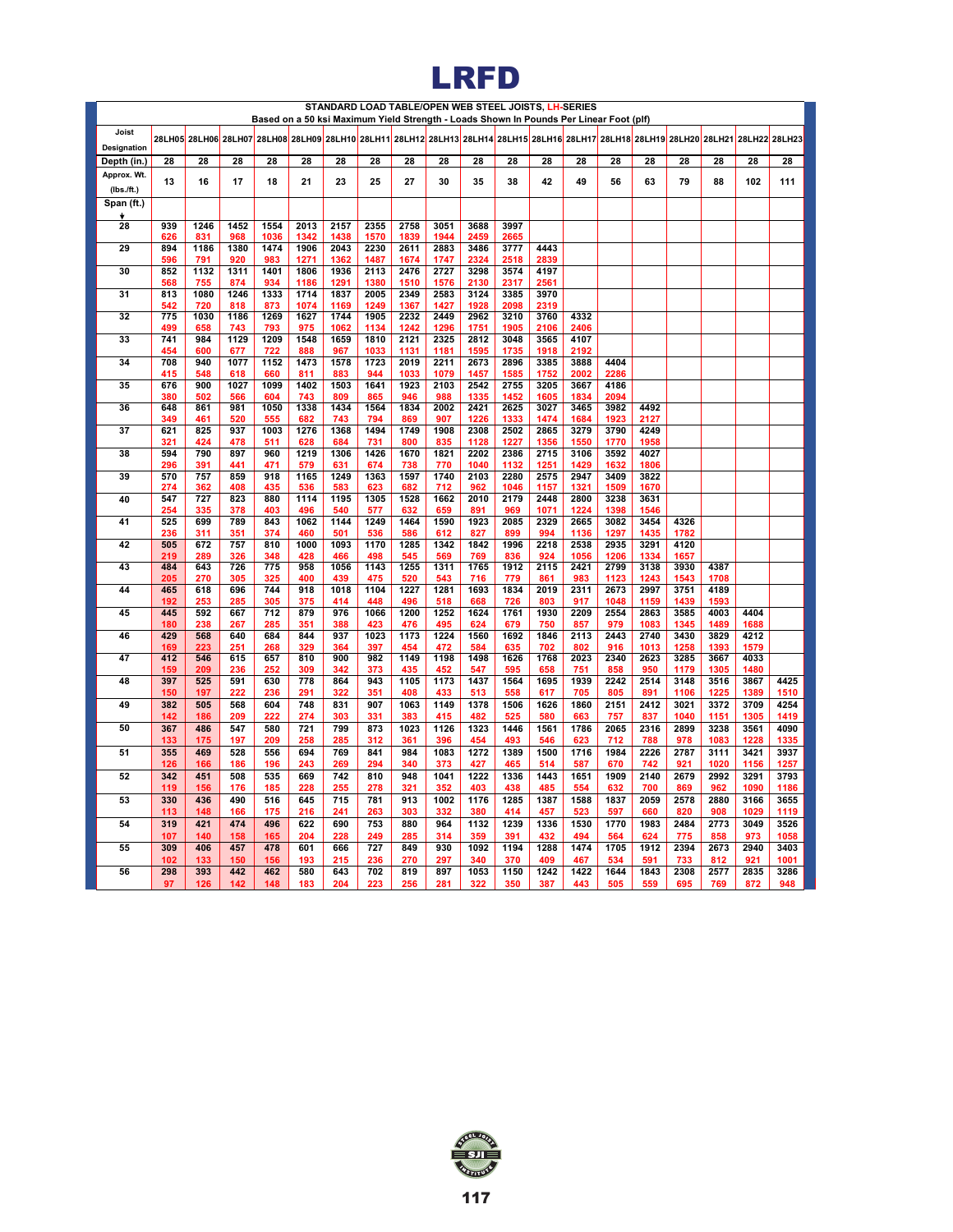# LRFD

STANDARD LOAD TABLE/OPEN WEB STEEL JOISTS, LH-SERIES
Based on a 50 ksi Maximum Yield Strength - Loads Shown In Pounds Per Linear Foot (plf)

| Joist Designation | 28LH05 | 28LH06 | 28LH07 | 28LH08 | 28LH09 | 28LH10 | 28LH11 | 28LH12 | 28LH13 | 28LH14 | 28LH15 | 28LH16 | 28LH17 | 28LH18 | 28LH19 | 28LH20 | 28LH21 | 28LH22 | 28LH23 |
|---|---|---|---|---|---|---|---|---|---|---|---|---|---|---|---|---|---|---|---|
| Depth (in.) | 28 | 28 | 28 | 28 | 28 | 28 | 28 | 28 | 28 | 28 | 28 | 28 | 28 | 28 | 28 | 28 | 28 | 28 | 28 |
| Approx. Wt. (lbs./ft.) | 13 | 16 | 17 | 18 | 21 | 23 | 25 | 27 | 30 | 35 | 38 | 42 | 49 | 56 | 63 | 79 | 88 | 102 | 111 |
| Span (ft.) ↓ | | | | | | | | | | | | | | | | | | | |
| 28 | 939<br>626 | 1246<br>831 | 1452<br>968 | 1554<br>1036 | 2013<br>1342 | 2157<br>1438 | 2355<br>1570 | 2758<br>1839 | 3051<br>1944 | 3688<br>2459 | 3997<br>2665 | | | | | | | | |
| 29 | 894<br>596 | 1186<br>791 | 1380<br>920 | 1474<br>983 | 1906<br>1271 | 2043<br>1362 | 2230<br>1487 | 2611<br>1674 | 2883<br>1747 | 3486<br>2324 | 3777<br>2518 | 4443<br>2839 | | | | | | | |
| 30 | 852<br>568 | 1132<br>755 | 1311<br>874 | 1401<br>934 | 1806<br>1186 | 1936<br>1291 | 2113<br>1380 | 2476<br>1510 | 2727<br>1576 | 3298<br>2130 | 3574<br>2317 | 4197<br>2561 | | | | | | | |
| 31 | 813<br>542 | 1080<br>720 | 1246<br>818 | 1333<br>873 | 1714<br>1074 | 1837<br>1169 | 2005<br>1249 | 2349<br>1367 | 2583<br>1427 | 3124<br>1928 | 3385<br>2098 | 3970<br>2319 | | | | | | | |
| 32 | 775<br>499 | 1030<br>658 | 1186<br>743 | 1269<br>793 | 1627<br>975 | 1744<br>1062 | 1905<br>1134 | 2232<br>1242 | 2449<br>1296 | 2962<br>1751 | 3210<br>1905 | 3760<br>2106 | 4332<br>2406 | | | | | | |
| 33 | 741<br>454 | 984<br>600 | 1129<br>677 | 1209<br>722 | 1548<br>888 | 1659<br>967 | 1810<br>1033 | 2121<br>1131 | 2325<br>1181 | 2812<br>1595 | 3048<br>1735 | 3565<br>1918 | 4107<br>2192 | | | | | | |
| 34 | 708<br>415 | 940<br>548 | 1077<br>618 | 1152<br>660 | 1473<br>811 | 1578<br>883 | 1723<br>944 | 2019<br>1033 | 2211<br>1079 | 2673<br>1457 | 2896<br>1585 | 3385<br>1752 | 3888<br>2002 | 4404<br>2286 | | | | | |
| 35 | 676<br>380 | 900<br>502 | 1027<br>566 | 1099<br>604 | 1402<br>743 | 1503<br>809 | 1641<br>865 | 1923<br>946 | 2103<br>988 | 2542<br>1335 | 2755<br>1452 | 3205<br>1605 | 3667<br>1834 | 4186<br>2094 | | | | | |
| 36 | 648<br>349 | 861<br>461 | 981<br>520 | 1050<br>555 | 1338<br>682 | 1434<br>743 | 1564<br>794 | 1834<br>869 | 2002<br>907 | 2421<br>1226 | 2625<br>1333 | 3027<br>1474 | 3465<br>1684 | 3982<br>1923 | 4492<br>2127 | | | | |
| 37 | 621<br>321 | 825<br>424 | 937<br>478 | 1003<br>511 | 1276<br>628 | 1368<br>684 | 1494<br>731 | 1749<br>800 | 1908<br>835 | 2308<br>1128 | 2502<br>1227 | 2865<br>1356 | 3279<br>1550 | 3790<br>1770 | 4249<br>1958 | | | | |
| 38 | 594<br>296 | 790<br>391 | 897<br>441 | 960<br>471 | 1219<br>579 | 1306<br>631 | 1426<br>674 | 1670<br>738 | 1821<br>770 | 2202<br>1040 | 2386<br>1132 | 2715<br>1251 | 3106<br>1429 | 3592<br>1632 | 4027<br>1806 | | | | |
| 39 | 570<br>274 | 757<br>362 | 859<br>408 | 918<br>435 | 1165<br>536 | 1249<br>583 | 1363<br>623 | 1597<br>682 | 1740<br>712 | 2103<br>962 | 2280<br>1046 | 2575<br>1157 | 2947<br>1321 | 3409<br>1509 | 3822<br>1670 | | | | |
| 40 | 547<br>254 | 727<br>335 | 823<br>378 | 880<br>403 | 1114<br>496 | 1195<br>540 | 1305<br>577 | 1528<br>632 | 1662<br>659 | 2010<br>891 | 2179<br>969 | 2448<br>1071 | 2800<br>1224 | 3238<br>1398 | 3631<br>1546 | | | | |
| 41 | 525<br>236 | 699<br>311 | 789<br>351 | 843<br>374 | 1062<br>460 | 1144<br>501 | 1249<br>536 | 1464<br>586 | 1590<br>612 | 1923<br>827 | 2085<br>899 | 2329<br>994 | 2665<br>1136 | 3082<br>1297 | 3454<br>1435 | 4326<br>1782 | | | |
| 42 | 505<br>219 | 672<br>289 | 757<br>326 | 810<br>348 | 1000<br>428 | 1093<br>466 | 1170<br>498 | 1285<br>545 | 1342<br>569 | 1842<br>769 | 1996<br>836 | 2218<br>924 | 2538<br>1056 | 2935<br>1206 | 3291<br>1334 | 4120<br>1657 | | | |
| 43 | 484<br>205 | 643<br>270 | 726<br>305 | 775<br>325 | 958<br>400 | 1056<br>439 | 1143<br>475 | 1255<br>520 | 1311<br>543 | 1765<br>716 | 1912<br>779 | 2115<br>861 | 2421<br>983 | 2799<br>1123 | 3138<br>1243 | 3930<br>1543 | 4387<br>1708 | | |
| 44 | 465<br>192 | 618<br>253 | 696<br>285 | 744<br>305 | 918<br>375 | 1018<br>414 | 1104<br>448 | 1227<br>496 | 1281<br>518 | 1693<br>668 | 1834<br>726 | 2019<br>803 | 2311<br>917 | 2673<br>1048 | 2997<br>1159 | 3751<br>1439 | 4189<br>1593 | | |
| 45 | 445<br>180 | 592<br>238 | 667<br>267 | 712<br>285 | 879<br>351 | 976<br>388 | 1066<br>423 | 1200<br>476 | 1252<br>495 | 1624<br>624 | 1761<br>679 | 1930<br>750 | 2209<br>857 | 2554<br>979 | 2863<br>1083 | 3585<br>1345 | 4003<br>1489 | 4404<br>1688 | |
| 46 | 429<br>169 | 568<br>223 | 640<br>251 | 684<br>268 | 844<br>329 | 937<br>364 | 1023<br>397 | 1173<br>454 | 1224<br>472 | 1560<br>584 | 1692<br>635 | 1846<br>702 | 2113<br>802 | 2443<br>916 | 2740<br>1013 | 3430<br>1258 | 3829<br>1393 | 4212<br>1579 | |
| 47 | 412<br>159 | 546<br>209 | 615<br>236 | 657<br>252 | 810<br>309 | 900<br>342 | 982<br>373 | 1149<br>435 | 1198<br>452 | 1498<br>547 | 1626<br>595 | 1768<br>658 | 2023<br>751 | 2340<br>858 | 2623<br>950 | 3285<br>1179 | 3667<br>1305 | 4033<br>1480 | |
| 48 | 397<br>150 | 525<br>197 | 591<br>222 | 630<br>236 | 778<br>291 | 864<br>322 | 943<br>351 | 1105<br>408 | 1173<br>433 | 1437<br>513 | 1564<br>558 | 1695<br>617 | 1939<br>705 | 2242<br>805 | 2514<br>891 | 3148<br>1106 | 3516<br>1225 | 3867<br>1389 | 4425<br>1510 |
| 49 | 382<br>142 | 505<br>186 | 568<br>209 | 604<br>222 | 748<br>274 | 831<br>303 | 907<br>331 | 1063<br>383 | 1149<br>415 | 1378<br>482 | 1506<br>525 | 1626<br>580 | 1860<br>663 | 2151<br>757 | 2412<br>837 | 3021<br>1040 | 3372<br>1151 | 3709<br>1305 | 4254<br>1419 |
| 50 | 367<br>133 | 486<br>175 | 547<br>197 | 580<br>209 | 721<br>258 | 799<br>285 | 873<br>312 | 1023<br>361 | 1126<br>396 | 1323<br>454 | 1446<br>493 | 1561<br>546 | 1786<br>623 | 2065<br>712 | 2316<br>788 | 2899<br>978 | 3238<br>1083 | 3561<br>1228 | 4090<br>1335 |
| 51 | 355<br>126 | 469<br>166 | 528<br>186 | 556<br>196 | 694<br>243 | 769<br>269 | 841<br>294 | 984<br>340 | 1083<br>373 | 1272<br>427 | 1389<br>465 | 1500<br>514 | 1716<br>587 | 1984<br>670 | 2226<br>742 | 2787<br>921 | 3111<br>1020 | 3421<br>1156 | 3937<br>1257 |
| 52 | 342<br>119 | 451<br>156 | 508<br>176 | 535<br>185 | 669<br>228 | 742<br>255 | 810<br>278 | 948<br>321 | 1041<br>352 | 1222<br>403 | 1336<br>438 | 1443<br>485 | 1651<br>554 | 1909<br>632 | 2140<br>700 | 2679<br>869 | 2992<br>962 | 3291<br>1090 | 3793<br>1186 |
| 53 | 330<br>113 | 436<br>148 | 490<br>166 | 516<br>175 | 645<br>216 | 715<br>241 | 781<br>263 | 913<br>303 | 1002<br>332 | 1176<br>380 | 1285<br>414 | 1387<br>457 | 1588<br>523 | 1837<br>597 | 2059<br>660 | 2578<br>820 | 2880<br>908 | 3166<br>1029 | 3655<br>1119 |
| 54 | 319<br>107 | 421<br>140 | 474<br>158 | 496<br>165 | 622<br>204 | 690<br>228 | 753<br>249 | 880<br>285 | 964<br>314 | 1132<br>359 | 1239<br>391 | 1336<br>432 | 1530<br>494 | 1770<br>564 | 1983<br>624 | 2484<br>775 | 2773<br>858 | 3049<br>973 | 3526<br>1058 |
| 55 | 309<br>102 | 406<br>133 | 457<br>150 | 478<br>156 | 601<br>193 | 666<br>215 | 727<br>236 | 849<br>270 | 930<br>297 | 1092<br>340 | 1194<br>370 | 1288<br>409 | 1474<br>467 | 1705<br>534 | 1912<br>591 | 2394<br>733 | 2673<br>812 | 2940<br>921 | 3403<br>1001 |
| 56 | 298<br>97 | 393<br>126 | 442<br>142 | 462<br>148 | 580<br>183 | 643<br>204 | 702<br>223 | 819<br>256 | 897<br>281 | 1053<br>322 | 1150<br>350 | 1242<br>387 | 1422<br>443 | 1644<br>505 | 1843<br>559 | 2308<br>695 | 2577<br>769 | 2835<br>872 | 3286<br>948 |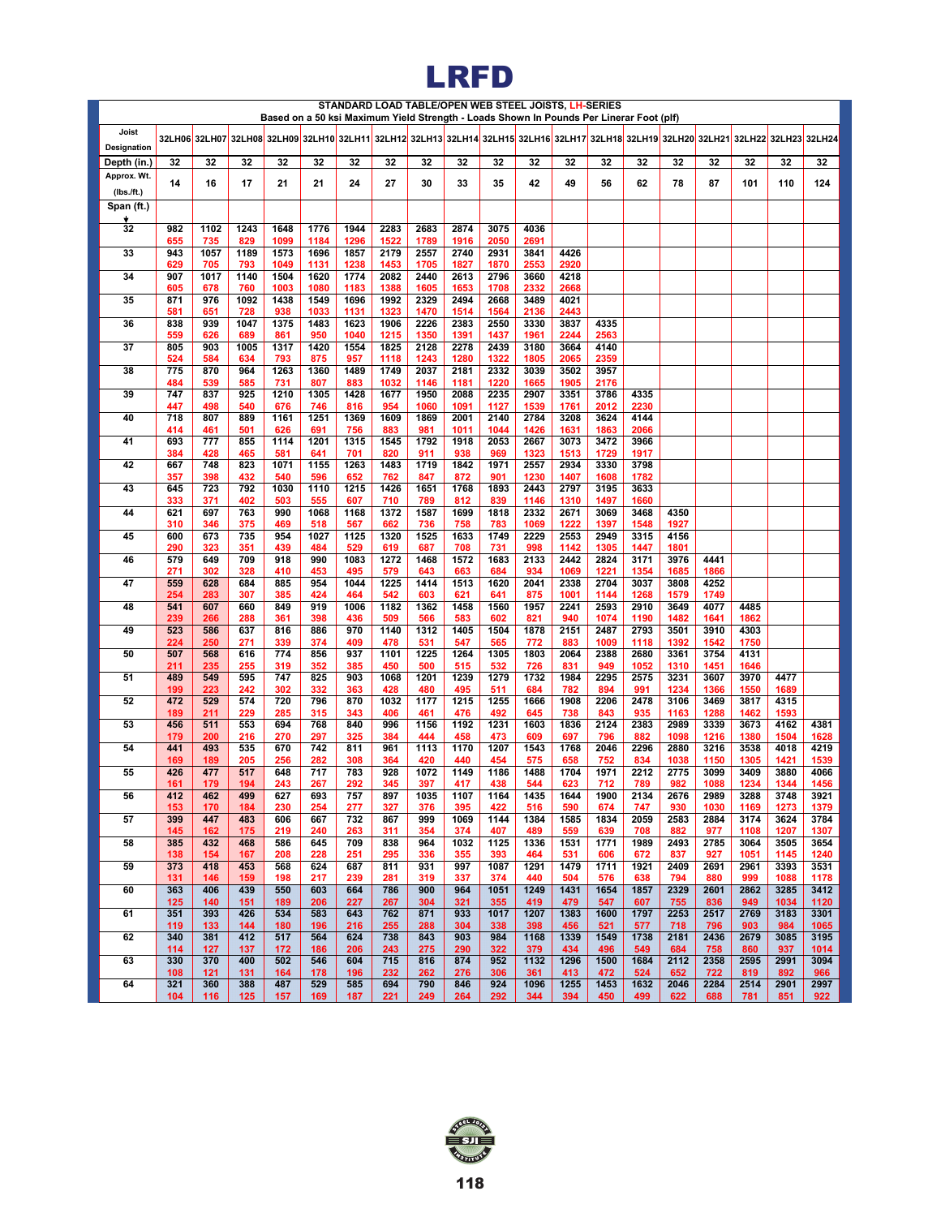# LRFD

**STANDARD LOAD TABLE/OPEN WEB STEEL JOISTS, LH-SERIES**
**Based on a 50 ksi Maximum Yield Strength - Loads Shown In Pounds Per Linear Foot (plf)**

| Joist Designation | 32LH06 | 32LH07 | 32LH08 | 32LH09 | 32LH10 | 32LH11 | 32LH12 | 32LH13 | 32LH14 | 32LH15 | 32LH16 | 32LH17 | 32LH18 | 32LH19 | 32LH20 | 32LH21 | 32LH22 | 32LH23 | 32LH24 |
|---|---|---|---|---|---|---|---|---|---|---|---|---|---|---|---|---|---|---|---|
| Depth (in.) | 32 | 32 | 32 | 32 | 32 | 32 | 32 | 32 | 32 | 32 | 32 | 32 | 32 | 32 | 32 | 32 | 32 | 32 | 32 |
| Approx. Wt. (lbs./ft.) | 14 | 16 | 17 | 21 | 21 | 24 | 27 | 30 | 33 | 35 | 42 | 49 | 56 | 62 | 78 | 87 | 101 | 110 | 124 |
| Span (ft.) ↓ | | | | | | | | | | | | | | | | | | | |
| 32 | 982 | 1102 | 1243 | 1648 | 1776 | 1944 | 2283 | 2683 | 2874 | 3075 | 4036 | | | | | | | | |
| | 655 | 735 | 829 | 1099 | 1184 | 1296 | 1522 | 1789 | 1916 | 2050 | 2691 | | | | | | | | |
| 33 | 943 | 1057 | 1189 | 1573 | 1696 | 1857 | 2179 | 2557 | 2740 | 2931 | 3841 | 4426 | | | | | | | |
| | 629 | 705 | 793 | 1049 | 1131 | 1238 | 1453 | 1705 | 1827 | 1870 | 2553 | 2920 | | | | | | | |
| 34 | 907 | 1017 | 1140 | 1504 | 1620 | 1774 | 2082 | 2440 | 2613 | 2796 | 3660 | 4218 | | | | | | | |
| | 605 | 678 | 760 | 1003 | 1080 | 1183 | 1388 | 1605 | 1653 | 1708 | 2332 | 2668 | | | | | | | |
| 35 | 871 | 976 | 1092 | 1438 | 1549 | 1696 | 1992 | 2329 | 2494 | 2668 | 3489 | 4021 | | | | | | | |
| | 581 | 651 | 728 | 938 | 1033 | 1131 | 1323 | 1470 | 1514 | 1564 | 2136 | 2443 | | | | | | | |
| 36 | 838 | 939 | 1047 | 1375 | 1483 | 1623 | 1906 | 2226 | 2383 | 2550 | 3330 | 3837 | 4335 | | | | | | |
| | 559 | 626 | 689 | 861 | 950 | 1040 | 1215 | 1350 | 1391 | 1437 | 1961 | 2244 | 2563 | | | | | | |
| 37 | 805 | 903 | 1005 | 1317 | 1420 | 1554 | 1825 | 2128 | 2278 | 2439 | 3180 | 3664 | 4140 | | | | | | |
| | 524 | 584 | 634 | 793 | 875 | 957 | 1118 | 1243 | 1280 | 1322 | 1805 | 2065 | 2359 | | | | | | |
| 38 | 775 | 870 | 964 | 1263 | 1360 | 1489 | 1749 | 2037 | 2181 | 2332 | 3039 | 3502 | 3957 | | | | | | |
| | 484 | 539 | 585 | 731 | 807 | 883 | 1032 | 1146 | 1181 | 1220 | 1665 | 1905 | 2176 | | | | | | |
| 39 | 747 | 837 | 925 | 1210 | 1305 | 1428 | 1677 | 1950 | 2088 | 2235 | 2907 | 3351 | 3786 | 4335 | | | | | |
| | 447 | 498 | 540 | 676 | 746 | 816 | 954 | 1060 | 1091 | 1127 | 1539 | 1761 | 2012 | 2230 | | | | | |
| 40 | 718 | 807 | 889 | 1161 | 1251 | 1369 | 1609 | 1869 | 2001 | 2140 | 2784 | 3208 | 3624 | 4144 | | | | | |
| | 414 | 461 | 501 | 626 | 691 | 756 | 883 | 981 | 1011 | 1044 | 1426 | 1631 | 1863 | 2066 | | | | | |
| 41 | 693 | 777 | 855 | 1114 | 1201 | 1315 | 1545 | 1792 | 1918 | 2053 | 2667 | 3073 | 3472 | 3966 | | | | | |
| | 384 | 428 | 465 | 581 | 641 | 701 | 820 | 911 | 938 | 969 | 1323 | 1513 | 1729 | 1917 | | | | | |
| 42 | 667 | 748 | 823 | 1071 | 1155 | 1263 | 1483 | 1719 | 1842 | 1971 | 2557 | 2934 | 3330 | 3798 | | | | | |
| | 357 | 398 | 432 | 540 | 596 | 652 | 762 | 847 | 872 | 901 | 1230 | 1407 | 1608 | 1782 | | | | | |
| 43 | 645 | 723 | 792 | 1030 | 1110 | 1215 | 1426 | 1651 | 1768 | 1893 | 2443 | 2797 | 3195 | 3633 | | | | | |
| | 333 | 371 | 402 | 503 | 555 | 607 | 710 | 789 | 812 | 839 | 1146 | 1310 | 1497 | 1660 | | | | | |
| 44 | 621 | 697 | 763 | 990 | 1068 | 1168 | 1372 | 1587 | 1699 | 1818 | 2332 | 2671 | 3069 | 3468 | 4350 | | | | |
| | 310 | 346 | 375 | 469 | 518 | 567 | 662 | 736 | 758 | 783 | 1069 | 1222 | 1397 | 1548 | 1927 | | | | |
| 45 | 600 | 673 | 735 | 954 | 1027 | 1125 | 1320 | 1525 | 1633 | 1749 | 2229 | 2553 | 2949 | 3315 | 4156 | | | | |
| | 290 | 323 | 351 | 439 | 484 | 529 | 619 | 687 | 708 | 731 | 998 | 1142 | 1305 | 1447 | 1801 | | | | |
| 46 | 579 | 649 | 709 | 918 | 990 | 1083 | 1272 | 1468 | 1572 | 1683 | 2133 | 2442 | 2824 | 3171 | 3976 | 4441 | | | |
| | 271 | 302 | 328 | 410 | 453 | 495 | 579 | 643 | 663 | 684 | 934 | 1069 | 1221 | 1354 | 1685 | 1866 | | | |
| 47 | 559 | 628 | 684 | 885 | 954 | 1044 | 1225 | 1414 | 1513 | 1620 | 2041 | 2338 | 2704 | 3037 | 3808 | 4252 | | | |
| | 254 | 283 | 307 | 385 | 424 | 464 | 542 | 603 | 621 | 641 | 875 | 1001 | 1144 | 1268 | 1579 | 1749 | | | |
| 48 | 541 | 607 | 660 | 849 | 919 | 1006 | 1182 | 1362 | 1458 | 1560 | 1957 | 2241 | 2593 | 2910 | 3649 | 4077 | 4485 | | |
| | 239 | 266 | 288 | 361 | 398 | 436 | 509 | 566 | 583 | 602 | 821 | 940 | 1074 | 1190 | 1482 | 1641 | 1862 | | |
| 49 | 523 | 586 | 637 | 816 | 886 | 970 | 1140 | 1312 | 1405 | 1504 | 1878 | 2151 | 2487 | 2793 | 3501 | 3910 | 4303 | | |
| | 224 | 250 | 271 | 339 | 374 | 409 | 478 | 531 | 547 | 565 | 772 | 883 | 1009 | 1118 | 1392 | 1542 | 1750 | | |
| 50 | 507 | 568 | 616 | 774 | 856 | 937 | 1101 | 1225 | 1264 | 1305 | 1803 | 2064 | 2388 | 2680 | 3361 | 3754 | 4131 | | |
| | 211 | 235 | 255 | 319 | 352 | 385 | 450 | 500 | 515 | 532 | 726 | 831 | 949 | 1052 | 1310 | 1451 | 1646 | | |
| 51 | 489 | 549 | 595 | 747 | 825 | 903 | 1068 | 1201 | 1239 | 1279 | 1732 | 1984 | 2295 | 2575 | 3231 | 3607 | 3970 | 4477 | |
| | 199 | 223 | 242 | 302 | 332 | 363 | 428 | 480 | 495 | 511 | 684 | 782 | 894 | 991 | 1234 | 1366 | 1550 | 1689 | |
| 52 | 472 | 529 | 574 | 720 | 796 | 870 | 1032 | 1177 | 1215 | 1255 | 1666 | 1908 | 2206 | 2478 | 3106 | 3469 | 3817 | 4315 | |
| | 189 | 211 | 229 | 285 | 315 | 343 | 406 | 461 | 476 | 492 | 645 | 738 | 843 | 935 | 1163 | 1288 | 1462 | 1593 | |
| 53 | 456 | 511 | 553 | 694 | 768 | 840 | 996 | 1156 | 1192 | 1231 | 1603 | 1836 | 2124 | 2383 | 2989 | 3339 | 3673 | 4162 | 4381 |
| | 179 | 200 | 216 | 270 | 297 | 325 | 384 | 444 | 458 | 473 | 609 | 697 | 796 | 882 | 1098 | 1216 | 1380 | 1504 | 1628 |
| 54 | 441 | 493 | 535 | 670 | 742 | 811 | 961 | 1113 | 1170 | 1207 | 1543 | 1768 | 2046 | 2296 | 2880 | 3216 | 3538 | 4018 | 4219 |
| | 169 | 189 | 205 | 256 | 282 | 308 | 364 | 420 | 440 | 454 | 575 | 658 | 752 | 834 | 1038 | 1150 | 1305 | 1421 | 1539 |
| 55 | 426 | 477 | 517 | 648 | 717 | 783 | 928 | 1072 | 1149 | 1186 | 1488 | 1704 | 1971 | 2212 | 2775 | 3099 | 3409 | 3880 | 4066 |
| | 161 | 179 | 194 | 243 | 267 | 292 | 345 | 397 | 417 | 438 | 544 | 623 | 712 | 789 | 982 | 1088 | 1234 | 1344 | 1456 |
| 56 | 412 | 462 | 499 | 627 | 693 | 757 | 897 | 1035 | 1107 | 1164 | 1435 | 1644 | 1900 | 2134 | 2676 | 2989 | 3288 | 3748 | 3921 |
| | 153 | 170 | 184 | 230 | 254 | 277 | 327 | 376 | 395 | 422 | 516 | 590 | 674 | 747 | 930 | 1030 | 1169 | 1273 | 1379 |
| 57 | 399 | 447 | 483 | 606 | 667 | 732 | 867 | 999 | 1069 | 1144 | 1384 | 1585 | 1834 | 2059 | 2583 | 2884 | 3174 | 3624 | 3784 |
| | 145 | 162 | 175 | 219 | 240 | 263 | 311 | 354 | 374 | 407 | 489 | 559 | 639 | 708 | 882 | 977 | 1108 | 1207 | 1307 |
| 58 | 385 | 432 | 468 | 586 | 645 | 709 | 838 | 964 | 1032 | 1125 | 1336 | 1531 | 1771 | 1989 | 2493 | 2785 | 3064 | 3505 | 3654 |
| | 138 | 154 | 167 | 208 | 228 | 251 | 295 | 336 | 355 | 393 | 464 | 531 | 606 | 672 | 837 | 927 | 1051 | 1145 | 1240 |
| 59 | 373 | 418 | 453 | 568 | 624 | 687 | 811 | 931 | 997 | 1087 | 1291 | 1479 | 1711 | 1921 | 2409 | 2691 | 2961 | 3393 | 3531 |
| | 131 | 146 | 159 | 198 | 217 | 239 | 281 | 319 | 337 | 374 | 440 | 504 | 576 | 638 | 794 | 880 | 999 | 1088 | 1178 |
| 60 | 363 | 406 | 439 | 550 | 603 | 664 | 786 | 900 | 964 | 1051 | 1249 | 1431 | 1654 | 1857 | 2329 | 2601 | 2862 | 3285 | 3412 |
| | 125 | 140 | 151 | 189 | 206 | 227 | 267 | 304 | 321 | 355 | 419 | 479 | 547 | 607 | 755 | 836 | 949 | 1034 | 1120 |
| 61 | 351 | 393 | 426 | 534 | 583 | 643 | 762 | 871 | 933 | 1017 | 1207 | 1383 | 1600 | 1797 | 2253 | 2517 | 2769 | 3183 | 3301 |
| | 119 | 133 | 144 | 180 | 196 | 216 | 255 | 288 | 304 | 338 | 398 | 456 | 521 | 577 | 718 | 796 | 903 | 984 | 1065 |
| 62 | 340 | 381 | 412 | 517 | 564 | 624 | 738 | 843 | 903 | 984 | 1168 | 1339 | 1549 | 1738 | 2181 | 2436 | 2679 | 3085 | 3195 |
| | 114 | 127 | 137 | 172 | 186 | 206 | 243 | 275 | 290 | 322 | 379 | 434 | 496 | 549 | 684 | 758 | 860 | 937 | 1014 |
| 63 | 330 | 370 | 400 | 502 | 546 | 604 | 715 | 816 | 874 | 952 | 1132 | 1296 | 1500 | 1684 | 2112 | 2358 | 2595 | 2991 | 3094 |
| | 108 | 121 | 131 | 164 | 178 | 196 | 232 | 262 | 276 | 306 | 361 | 413 | 472 | 524 | 652 | 722 | 819 | 892 | 966 |
| 64 | 321 | 360 | 388 | 487 | 529 | 585 | 694 | 790 | 846 | 924 | 1096 | 1255 | 1453 | 1632 | 2046 | 2284 | 2514 | 2901 | 2997 |
| | 104 | 116 | 125 | 157 | 169 | 187 | 221 | 249 | 264 | 292 | 344 | 394 | 450 | 499 | 622 | 688 | 781 | 851 | 922 |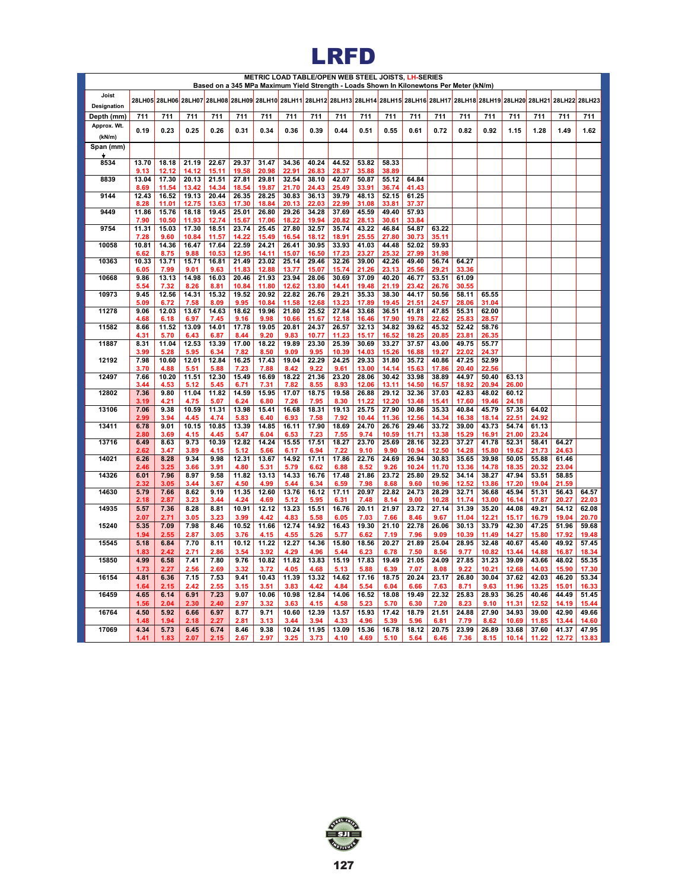# LRFD

**METRIC LOAD TABLE/OPEN WEB STEEL JOISTS, LH-SERIES**

**Based on a 345 MPa Maximum Yield Strength - Loads Shown In Kilonewtons Per Meter (kN/m)**

| Joist Designation | 28LH05 | 28LH06 | 28LH07 | 28LH08 | 28LH09 | 28LH10 | 28LH11 | 28LH12 | 28LH13 | 28LH14 | 28LH15 | 28LH16 | 28LH17 | 28LH18 | 28LH19 | 28LH20 | 28LH21 | 28LH22 | 28LH23 |
|---|---|---|---|---|---|---|---|---|---|---|---|---|---|---|---|---|---|---|---|
| Depth (mm) | 711 | 711 | 711 | 711 | 711 | 711 | 711 | 711 | 711 | 711 | 711 | 711 | 711 | 711 | 711 | 711 | 711 | 711 | 711 |
| Approx. Wt. (kN/m) | 0.19 | 0.23 | 0.25 | 0.26 | 0.31 | 0.34 | 0.36 | 0.39 | 0.44 | 0.51 | 0.55 | 0.61 | 0.72 | 0.82 | 0.92 | 1.15 | 1.28 | 1.49 | 1.62 |
| Span (mm) ↓ | | | | | | | | | | | | | | | | | | | |
| 8534 | 13.70 | 18.18 | 21.19 | 22.67 | 29.37 | 31.47 | 34.36 | 40.24 | 44.52 | 53.82 | 58.33 | | | | | | | | |
| | 9.13 | 12.12 | 14.12 | 15.11 | 19.58 | 20.98 | 22.91 | 26.83 | 28.37 | 35.88 | 38.89 | | | | | | | | |
| 8839 | 13.04 | 17.30 | 20.13 | 21.51 | 27.81 | 29.81 | 32.54 | 38.10 | 42.07 | 50.87 | 55.12 | 64.84 | | | | | | | |
| | 8.69 | 11.54 | 13.42 | 14.34 | 18.54 | 19.87 | 21.70 | 24.43 | 25.49 | 33.91 | 36.74 | 41.43 | | | | | | | |
| 9144 | 12.43 | 16.52 | 19.13 | 20.44 | 26.35 | 28.25 | 30.83 | 36.13 | 39.79 | 48.13 | 52.15 | 61.25 | | | | | | | |
| | 8.28 | 11.01 | 12.75 | 13.63 | 17.30 | 18.84 | 20.13 | 22.03 | 22.99 | 31.08 | 33.81 | 37.37 | | | | | | | |
| 9449 | 11.86 | 15.76 | 18.18 | 19.45 | 25.01 | 26.80 | 29.26 | 34.28 | 37.69 | 45.59 | 49.40 | 57.93 | | | | | | | |
| | 7.90 | 10.50 | 11.93 | 12.74 | 15.67 | 17.06 | 18.22 | 19.94 | 20.82 | 28.13 | 30.61 | 33.84 | | | | | | | |
| 9754 | 11.31 | 15.03 | 17.30 | 18.51 | 23.74 | 25.45 | 27.80 | 32.57 | 35.74 | 43.22 | 46.84 | 54.87 | 63.22 | | | | | | |
| | 7.28 | 9.60 | 10.84 | 11.57 | 14.22 | 15.49 | 16.54 | 18.12 | 18.91 | 25.55 | 27.80 | 30.73 | 35.11 | | | | | | |
| 10058 | 10.81 | 14.36 | 16.47 | 17.64 | 22.59 | 24.21 | 26.41 | 30.95 | 33.93 | 41.03 | 44.48 | 52.02 | 59.93 | | | | | | |
| | 6.62 | 8.75 | 9.88 | 10.53 | 12.95 | 14.11 | 15.07 | 16.50 | 17.23 | 23.27 | 25.32 | 27.99 | 31.98 | | | | | | |
| 10363 | 10.33 | 13.71 | 15.71 | 16.81 | 21.49 | 23.02 | 25.14 | 29.46 | 32.26 | 39.00 | 42.26 | 49.40 | 56.74 | 64.27 | | | | | |
| | 6.05 | 7.99 | 9.01 | 9.63 | 11.83 | 12.88 | 13.77 | 15.07 | 15.74 | 21.26 | 23.13 | 25.56 | 29.21 | 33.36 | | | | | |
| 10668 | 9.86 | 13.13 | 14.98 | 16.03 | 20.46 | 21.93 | 23.94 | 28.06 | 30.69 | 37.09 | 40.20 | 46.77 | 53.51 | 61.09 | | | | | |
| | 5.54 | 7.32 | 8.26 | 8.81 | 10.84 | 11.80 | 12.62 | 13.80 | 14.41 | 19.48 | 21.19 | 23.42 | 26.76 | 30.55 | | | | | |
| 10973 | 9.45 | 12.56 | 14.31 | 15.32 | 19.52 | 20.92 | 22.82 | 26.76 | 29.21 | 35.33 | 38.30 | 44.17 | 50.56 | 58.11 | 65.55 | | | | |
| | 5.09 | 6.72 | 7.58 | 8.09 | 9.95 | 10.84 | 11.58 | 12.68 | 13.23 | 17.89 | 19.45 | 21.51 | 24.57 | 28.06 | 31.04 | | | | |
| 11278 | 9.06 | 12.03 | 13.67 | 14.63 | 18.62 | 19.96 | 21.80 | 25.52 | 27.84 | 33.68 | 36.51 | 41.81 | 47.85 | 55.31 | 62.00 | | | | |
| | 4.68 | 6.18 | 6.97 | 7.45 | 9.16 | 9.98 | 10.66 | 11.67 | 12.18 | 16.46 | 17.90 | 19.78 | 22.62 | 25.83 | 28.57 | | | | |
| 11582 | 8.66 | 11.52 | 13.09 | 14.01 | 17.78 | 19.05 | 20.81 | 24.37 | 26.57 | 32.13 | 34.82 | 39.62 | 45.32 | 52.42 | 58.76 | | | | |
| | 4.31 | 5.70 | 6.43 | 6.87 | 8.44 | 9.20 | 9.83 | 10.77 | 11.23 | 15.17 | 16.52 | 18.25 | 20.85 | 23.81 | 26.35 | | | | |
| 11887 | 8.31 | 11.04 | 12.53 | 13.39 | 17.00 | 18.22 | 19.89 | 23.30 | 25.39 | 30.69 | 33.27 | 37.57 | 43.00 | 49.75 | 55.77 | | | | |
| | 3.99 | 5.28 | 5.95 | 6.34 | 7.82 | 8.50 | 9.09 | 9.95 | 10.39 | 14.03 | 15.26 | 16.88 | 19.27 | 22.02 | 24.37 | | | | |
| 12192 | 7.98 | 10.60 | 12.01 | 12.84 | 16.25 | 17.43 | 19.04 | 22.29 | 24.25 | 29.33 | 31.80 | 35.72 | 40.86 | 47.25 | 52.99 | | | | |
| | 3.70 | 4.88 | 5.51 | 5.88 | 7.23 | 7.88 | 8.42 | 9.22 | 9.61 | 13.00 | 14.14 | 15.63 | 17.86 | 20.40 | 22.56 | | | | |
| 12497 | 7.66 | 10.20 | 11.51 | 12.30 | 15.49 | 16.69 | 18.22 | 21.36 | 23.20 | 28.06 | 30.42 | 33.98 | 38.89 | 44.97 | 50.40 | 63.13 | | | |
| | 3.44 | 4.53 | 5.12 | 5.45 | 6.71 | 7.31 | 7.82 | 8.55 | 8.93 | 12.06 | 13.11 | 14.50 | 16.57 | 18.92 | 20.94 | 26.00 | | | |
| 12802 | 7.36 | 9.80 | 11.04 | 11.82 | 14.59 | 15.95 | 17.07 | 18.75 | 19.58 | 26.88 | 29.12 | 32.36 | 37.03 | 42.83 | 48.02 | 60.12 | | | |
| | 3.19 | 4.21 | 4.75 | 5.07 | 6.24 | 6.80 | 7.26 | 7.95 | 8.30 | 11.22 | 12.20 | 13.48 | 15.41 | 17.60 | 19.46 | 24.18 | | | |
| 13106 | 7.06 | 9.38 | 10.59 | 11.31 | 13.98 | 15.41 | 16.68 | 18.31 | 19.13 | 25.75 | 27.90 | 30.86 | 35.33 | 40.84 | 45.79 | 57.35 | 64.02 | | |
| | 2.99 | 3.94 | 4.45 | 4.74 | 5.83 | 6.40 | 6.93 | 7.58 | 7.92 | 10.44 | 11.36 | 12.56 | 14.34 | 16.38 | 18.14 | 22.51 | 24.92 | | |
| 13411 | 6.78 | 9.01 | 10.15 | 10.85 | 13.39 | 14.85 | 16.11 | 17.90 | 18.69 | 24.70 | 26.76 | 29.46 | 33.72 | 39.00 | 43.73 | 54.74 | 61.13 | | |
| | 2.80 | 3.69 | 4.15 | 4.45 | 5.47 | 6.04 | 6.53 | 7.23 | 7.55 | 9.74 | 10.59 | 11.71 | 13.38 | 15.29 | 16.91 | 21.00 | 23.24 | | |
| 13716 | 6.49 | 8.63 | 9.73 | 10.39 | 12.82 | 14.24 | 15.55 | 17.51 | 18.27 | 23.70 | 25.69 | 28.16 | 32.23 | 37.27 | 41.78 | 52.31 | 58.41 | 64.27 | |
| | 2.62 | 3.47 | 3.89 | 4.15 | 5.12 | 5.66 | 6.17 | 6.94 | 7.22 | 9.10 | 9.90 | 10.94 | 12.50 | 14.28 | 15.80 | 19.62 | 21.73 | 24.63 | |
| 14021 | 6.26 | 8.28 | 9.34 | 9.98 | 12.31 | 13.67 | 14.92 | 17.11 | 17.86 | 22.76 | 24.69 | 26.94 | 30.83 | 35.65 | 39.98 | 50.05 | 55.88 | 61.46 | |
| | 2.46 | 3.25 | 3.66 | 3.91 | 4.80 | 5.31 | 5.79 | 6.62 | 6.88 | 8.52 | 9.26 | 10.24 | 11.70 | 13.36 | 14.78 | 18.35 | 20.32 | 23.04 | |
| 14326 | 6.01 | 7.96 | 8.97 | 9.58 | 11.82 | 13.13 | 14.33 | 16.76 | 17.48 | 21.86 | 23.72 | 25.80 | 29.52 | 34.14 | 38.27 | 47.94 | 53.51 | 58.85 | |
| | 2.32 | 3.05 | 3.44 | 3.67 | 4.50 | 4.99 | 5.44 | 6.34 | 6.59 | 7.98 | 8.68 | 9.60 | 10.96 | 12.52 | 13.86 | 17.20 | 19.04 | 21.59 | |
| 14630 | 5.79 | 7.66 | 8.62 | 9.19 | 11.35 | 12.60 | 13.76 | 16.12 | 17.11 | 20.97 | 22.82 | 24.73 | 28.29 | 32.71 | 36.68 | 45.94 | 51.31 | 56.43 | 64.57 |
| | 2.18 | 2.87 | 3.23 | 3.44 | 4.24 | 4.69 | 5.12 | 5.95 | 6.31 | 7.48 | 8.14 | 9.00 | 10.28 | 11.74 | 13.00 | 16.14 | 17.87 | 20.27 | 22.03 |
| 14935 | 5.57 | 7.36 | 8.28 | 8.81 | 10.91 | 12.12 | 13.23 | 15.51 | 16.76 | 20.11 | 21.97 | 23.72 | 27.14 | 31.39 | 35.20 | 44.08 | 49.21 | 54.12 | 62.08 |
| | 2.07 | 2.71 | 3.05 | 3.23 | 3.99 | 4.42 | 4.83 | 5.58 | 6.05 | 7.03 | 7.66 | 8.46 | 9.67 | 11.04 | 12.21 | 15.17 | 16.79 | 19.04 | 20.70 |
| 15240 | 5.35 | 7.09 | 7.98 | 8.46 | 10.52 | 11.66 | 12.74 | 14.92 | 16.43 | 19.30 | 21.10 | 22.78 | 26.06 | 30.13 | 33.79 | 42.30 | 47.25 | 51.96 | 59.68 |
| | 1.94 | 2.55 | 2.87 | 3.05 | 3.76 | 4.15 | 4.55 | 5.26 | 5.77 | 6.62 | 7.19 | 7.96 | 9.09 | 10.39 | 11.49 | 14.27 | 15.80 | 17.92 | 19.48 |
| 15545 | 5.18 | 6.84 | 7.70 | 8.11 | 10.12 | 11.22 | 12.27 | 14.36 | 15.80 | 18.56 | 20.27 | 21.89 | 25.04 | 28.95 | 32.48 | 40.67 | 45.40 | 49.92 | 57.45 |
| | 1.83 | 2.42 | 2.71 | 2.86 | 3.54 | 3.92 | 4.29 | 4.96 | 5.44 | 6.23 | 6.78 | 7.50 | 8.56 | 9.77 | 10.82 | 13.44 | 14.88 | 16.87 | 18.34 |
| 15850 | 4.99 | 6.58 | 7.41 | 7.80 | 9.76 | 10.82 | 11.82 | 13.83 | 15.19 | 17.83 | 19.49 | 21.05 | 24.09 | 27.85 | 31.23 | 39.09 | 43.66 | 48.02 | 55.35 |
| | 1.73 | 2.27 | 2.56 | 2.69 | 3.32 | 3.72 | 4.05 | 4.68 | 5.13 | 5.88 | 6.39 | 7.07 | 8.08 | 9.22 | 10.21 | 12.68 | 14.03 | 15.90 | 17.30 |
| 16154 | 4.81 | 6.36 | 7.15 | 7.53 | 9.41 | 10.43 | 11.39 | 13.32 | 14.62 | 17.16 | 18.75 | 20.24 | 23.17 | 26.80 | 30.04 | 37.62 | 42.03 | 46.20 | 53.34 |
| | 1.64 | 2.15 | 2.42 | 2.55 | 3.15 | 3.51 | 3.83 | 4.42 | 4.84 | 5.54 | 6.04 | 6.66 | 7.63 | 8.71 | 9.63 | 11.96 | 13.25 | 15.01 | 16.33 |
| 16459 | 4.65 | 6.14 | 6.91 | 7.23 | 9.07 | 10.06 | 10.98 | 12.84 | 14.06 | 16.52 | 18.08 | 19.49 | 22.32 | 25.83 | 28.93 | 36.25 | 40.46 | 44.49 | 51.45 |
| | 1.56 | 2.04 | 2.30 | 2.40 | 2.97 | 3.32 | 3.63 | 4.15 | 4.58 | 5.23 | 5.70 | 6.30 | 7.20 | 8.23 | 9.10 | 11.31 | 12.52 | 14.19 | 15.44 |
| 16764 | 4.50 | 5.92 | 6.66 | 6.97 | 8.77 | 9.71 | 10.60 | 12.39 | 13.57 | 15.93 | 17.42 | 18.79 | 21.51 | 24.88 | 27.90 | 34.93 | 39.00 | 42.90 | 49.66 |
| | 1.48 | 1.94 | 2.18 | 2.27 | 2.81 | 3.13 | 3.44 | 3.94 | 4.33 | 4.96 | 5.39 | 5.96 | 6.81 | 7.79 | 8.62 | 10.69 | 11.85 | 13.44 | 14.60 |
| 17069 | 4.34 | 5.73 | 6.45 | 6.74 | 8.46 | 9.38 | 10.24 | 11.95 | 13.09 | 15.36 | 16.78 | 18.12 | 20.75 | 23.99 | 26.89 | 33.68 | 37.60 | 41.37 | 47.95 |
| | 1.41 | 1.83 | 2.07 | 2.15 | 2.67 | 2.97 | 3.25 | 3.73 | 4.10 | 4.69 | 5.10 | 5.64 | 6.46 | 7.36 | 8.15 | 10.14 | 11.22 | 12.72 | 13.83 |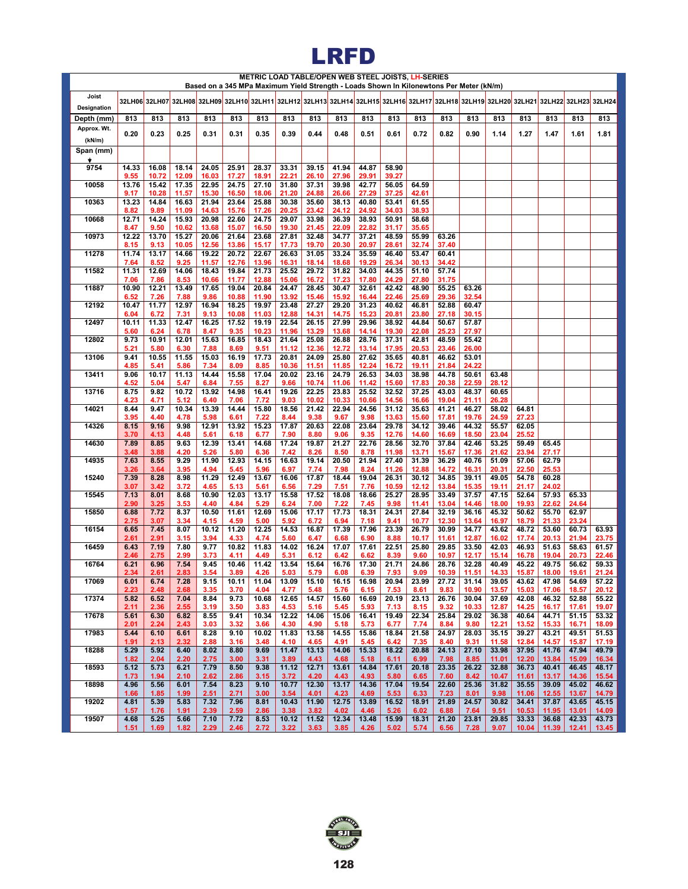# LRFD

**METRIC LOAD TABLE/OPEN WEB STEEL JOISTS, LH-SERIES**
**Based on a 345 MPa Maximum Yield Strength - Loads Shown In Kilonewtons Per Meter (kN/m)**

| Joist Designation | 32LH06 | 32LH07 | 32LH08 | 32LH09 | 32LH10 | 32LH11 | 32LH12 | 32LH13 | 32LH14 | 32LH15 | 32LH16 | 32LH17 | 32LH18 | 32LH19 | 32LH20 | 32LH21 | 32LH22 | 32LH23 | 32LH24 |
|---|---|---|---|---|---|---|---|---|---|---|---|---|---|---|---|---|---|---|---|
| Depth (mm) | 813 | 813 | 813 | 813 | 813 | 813 | 813 | 813 | 813 | 813 | 813 | 813 | 813 | 813 | 813 | 813 | 813 | 813 | 813 |
| Approx. Wt. (kN/m) | 0.20 | 0.23 | 0.25 | 0.31 | 0.31 | 0.35 | 0.39 | 0.44 | 0.48 | 0.51 | 0.61 | 0.72 | 0.82 | 0.90 | 1.14 | 1.27 | 1.47 | 1.61 | 1.81 |
| Span (mm) ↓ | | | | | | | | | | | | | | | | | | | |
| 9754 | 14.33 | 16.08 | 18.14 | 24.05 | 25.91 | 28.37 | 33.31 | 39.15 | 41.94 | 44.87 | 58.90 | | | | | | | | |
| | 9.55 | 10.72 | 12.09 | 16.03 | 17.27 | 18.91 | 22.21 | 26.10 | 27.96 | 29.91 | 39.27 | | | | | | | | |
| 10058 | 13.76 | 15.42 | 17.35 | 22.95 | 24.75 | 27.10 | 31.80 | 37.31 | 39.98 | 42.77 | 56.05 | 64.59 | | | | | | | |
| | 9.17 | 10.28 | 11.57 | 15.30 | 16.50 | 18.06 | 21.20 | 24.88 | 26.66 | 27.29 | 37.25 | 42.61 | | | | | | | |
| 10363 | 13.23 | 14.84 | 16.63 | 21.94 | 23.64 | 25.88 | 30.38 | 35.60 | 38.13 | 40.80 | 53.41 | 61.55 | | | | | | | |
| | 8.82 | 9.89 | 11.09 | 14.63 | 15.76 | 17.26 | 20.25 | 23.42 | 24.12 | 24.92 | 34.03 | 38.93 | | | | | | | |
| 10668 | 12.71 | 14.24 | 15.93 | 20.98 | 22.60 | 24.75 | 29.07 | 33.98 | 36.39 | 38.93 | 50.91 | 58.68 | | | | | | | |
| | 8.47 | 9.50 | 10.62 | 13.68 | 15.07 | 16.50 | 19.30 | 21.45 | 22.09 | 22.82 | 31.17 | 35.65 | | | | | | | |
| 10973 | 12.22 | 13.70 | 15.27 | 20.06 | 21.64 | 23.68 | 27.81 | 32.48 | 34.77 | 37.21 | 48.59 | 55.99 | 63.26 | | | | | | |
| | 8.15 | 9.13 | 10.05 | 12.56 | 13.86 | 15.17 | 17.73 | 19.70 | 20.30 | 20.97 | 28.61 | 32.74 | 37.40 | | | | | | |
| 11278 | 11.74 | 13.17 | 14.66 | 19.22 | 20.72 | 22.67 | 26.63 | 31.05 | 33.24 | 35.59 | 46.40 | 53.47 | 60.41 | | | | | | |
| | 7.64 | 8.52 | 9.25 | 11.57 | 12.76 | 13.96 | 16.31 | 18.14 | 18.68 | 19.29 | 26.34 | 30.13 | 34.42 | | | | | | |
| 11582 | 11.31 | 12.69 | 14.06 | 18.43 | 19.84 | 21.73 | 25.52 | 29.72 | 31.82 | 34.03 | 44.35 | 51.10 | 57.74 | | | | | | |
| | 7.06 | 7.86 | 8.53 | 10.66 | 11.77 | 12.88 | 15.06 | 16.72 | 17.23 | 17.80 | 24.29 | 27.80 | 31.75 | | | | | | |
| 11887 | 10.90 | 12.21 | 13.49 | 17.65 | 19.04 | 20.84 | 24.47 | 28.45 | 30.47 | 32.61 | 42.42 | 48.90 | 55.25 | 63.26 | | | | | |
| | 6.52 | 7.26 | 7.88 | 9.86 | 10.88 | 11.90 | 13.92 | 15.46 | 15.92 | 16.44 | 22.46 | 25.69 | 29.36 | 32.54 | | | | | |
| 12192 | 10.47 | 11.77 | 12.97 | 16.94 | 18.25 | 19.97 | 23.48 | 27.27 | 29.20 | 31.23 | 40.62 | 46.81 | 52.88 | 60.47 | | | | | |
| | 6.04 | 6.72 | 7.31 | 9.13 | 10.08 | 11.03 | 12.88 | 14.31 | 14.75 | 15.23 | 20.81 | 23.80 | 27.18 | 30.15 | | | | | |
| 12497 | 10.11 | 11.33 | 12.47 | 16.25 | 17.52 | 19.19 | 22.54 | 26.15 | 27.99 | 29.96 | 38.92 | 44.84 | 50.67 | 57.87 | | | | | |
| | 5.60 | 6.24 | 6.78 | 8.47 | 9.35 | 10.23 | 11.96 | 13.29 | 13.68 | 14.14 | 19.30 | 22.08 | 25.23 | 27.97 | | | | | |
| 12802 | 9.73 | 10.91 | 12.01 | 15.63 | 16.85 | 18.43 | 21.64 | 25.08 | 26.88 | 28.76 | 37.31 | 42.81 | 48.59 | 55.42 | | | | | |
| | 5.21 | 5.80 | 6.30 | 7.88 | 8.69 | 9.51 | 11.12 | 12.36 | 12.72 | 13.14 | 17.95 | 20.53 | 23.46 | 26.00 | | | | | |
| 13106 | 9.41 | 10.55 | 11.55 | 15.03 | 16.19 | 17.73 | 20.81 | 24.09 | 25.80 | 27.62 | 35.65 | 40.81 | 46.62 | 53.01 | | | | | |
| | 4.85 | 5.41 | 5.86 | 7.34 | 8.09 | 8.85 | 10.36 | 11.51 | 11.85 | 12.24 | 16.72 | 19.11 | 21.84 | 24.22 | | | | | |
| 13411 | 9.06 | 10.17 | 11.13 | 14.44 | 15.58 | 17.04 | 20.02 | 23.16 | 24.79 | 26.53 | 34.03 | 38.98 | 44.78 | 50.61 | 63.48 | | | | |
| | 4.52 | 5.04 | 5.47 | 6.84 | 7.55 | 8.27 | 9.66 | 10.74 | 11.06 | 11.42 | 15.60 | 17.83 | 20.38 | 22.59 | 28.12 | | | | |
| 13716 | 8.75 | 9.82 | 10.72 | 13.92 | 14.98 | 16.41 | 19.26 | 22.25 | 23.83 | 25.52 | 32.52 | 37.25 | 43.03 | 48.37 | 60.65 | | | | |
| | 4.23 | 4.71 | 5.12 | 6.40 | 7.06 | 7.72 | 9.03 | 10.02 | 10.33 | 10.66 | 14.56 | 16.66 | 19.04 | 21.11 | 26.28 | | | | |
| 14021 | 8.44 | 9.47 | 10.34 | 13.39 | 14.44 | 15.80 | 18.56 | 21.42 | 22.94 | 24.56 | 31.12 | 35.63 | 41.21 | 46.27 | 58.02 | 64.81 | | | |
| | 3.95 | 4.40 | 4.78 | 5.98 | 6.61 | 7.22 | 8.44 | 9.38 | 9.67 | 9.98 | 13.63 | 15.60 | 17.81 | 19.76 | 24.59 | 27.23 | | | |
| 14326 | 8.15 | 9.16 | 9.98 | 12.91 | 13.92 | 15.23 | 17.87 | 20.63 | 22.08 | 23.64 | 29.78 | 34.12 | 39.46 | 44.32 | 55.57 | 62.05 | | | |
| | 3.70 | 4.13 | 4.48 | 5.61 | 6.18 | 6.77 | 7.90 | 8.80 | 9.06 | 9.35 | 12.76 | 14.60 | 16.69 | 18.50 | 23.04 | 25.52 | | | |
| 14630 | 7.89 | 8.85 | 9.63 | 12.39 | 13.41 | 14.68 | 17.24 | 19.87 | 21.27 | 22.76 | 28.56 | 32.70 | 37.84 | 42.46 | 53.25 | 59.49 | 65.45 | | |
| | 3.48 | 3.88 | 4.20 | 5.26 | 5.80 | 6.36 | 7.42 | 8.26 | 8.50 | 8.78 | 11.98 | 13.71 | 15.67 | 17.36 | 21.62 | 23.94 | 27.17 | | |
| 14935 | 7.63 | 8.55 | 9.29 | 11.90 | 12.93 | 14.15 | 16.63 | 19.14 | 20.50 | 21.94 | 27.40 | 31.39 | 36.29 | 40.76 | 51.09 | 57.06 | 62.79 | | |
| | 3.26 | 3.64 | 3.95 | 4.94 | 5.45 | 5.96 | 6.97 | 7.74 | 7.98 | 8.24 | 11.26 | 12.88 | 14.72 | 16.31 | 20.31 | 22.50 | 25.53 | | |
| 15240 | 7.39 | 8.28 | 8.98 | 11.29 | 12.49 | 13.67 | 16.06 | 17.87 | 18.44 | 19.04 | 26.31 | 30.12 | 34.85 | 39.11 | 49.05 | 54.78 | 60.28 | | |
| | 3.07 | 3.42 | 3.72 | 4.65 | 5.13 | 5.61 | 6.56 | 7.29 | 7.51 | 7.76 | 10.59 | 12.12 | 13.84 | 15.35 | 19.11 | 21.17 | 24.02 | | |
| 15545 | 7.13 | 8.01 | 8.68 | 10.90 | 12.03 | 13.17 | 15.58 | 17.52 | 18.08 | 18.66 | 25.27 | 28.95 | 33.49 | 37.57 | 47.15 | 52.64 | 57.93 | 65.33 | |
| | 2.90 | 3.25 | 3.53 | 4.40 | 4.84 | 5.29 | 6.24 | 7.00 | 7.22 | 7.45 | 9.98 | 11.41 | 13.04 | 14.46 | 18.00 | 19.93 | 22.62 | 24.64 | |
| 15850 | 6.88 | 7.72 | 8.37 | 10.50 | 11.61 | 12.69 | 15.06 | 17.17 | 17.73 | 18.31 | 24.31 | 27.84 | 32.19 | 36.16 | 45.32 | 50.62 | 55.70 | 62.97 | |
| | 2.75 | 3.07 | 3.34 | 4.15 | 4.59 | 5.00 | 5.92 | 6.72 | 6.94 | 7.18 | 9.41 | 10.77 | 12.30 | 13.64 | 16.97 | 18.79 | 21.33 | 23.24 | |
| 16154 | 6.65 | 7.45 | 8.07 | 10.12 | 11.20 | 12.25 | 14.53 | 16.87 | 17.39 | 17.96 | 23.39 | 26.79 | 30.99 | 34.77 | 43.62 | 48.72 | 53.60 | 60.73 | 63.93 |
| | 2.61 | 2.91 | 3.15 | 3.94 | 4.33 | 4.74 | 5.60 | 6.47 | 6.68 | 6.90 | 8.88 | 10.17 | 11.61 | 12.87 | 16.02 | 17.74 | 20.13 | 21.94 | 23.75 |
| 16459 | 6.43 | 7.19 | 7.80 | 9.77 | 10.82 | 11.83 | 14.02 | 16.24 | 17.07 | 17.61 | 22.51 | 25.80 | 29.85 | 33.50 | 42.03 | 46.93 | 51.63 | 58.63 | 61.57 |
| | 2.46 | 2.75 | 2.99 | 3.73 | 4.11 | 4.49 | 5.31 | 6.12 | 6.42 | 6.62 | 8.39 | 9.60 | 10.97 | 12.17 | 15.14 | 16.78 | 19.04 | 20.73 | 22.46 |
| 16764 | 6.21 | 6.96 | 7.54 | 9.45 | 10.46 | 11.42 | 13.54 | 15.64 | 16.76 | 17.30 | 21.71 | 24.86 | 28.76 | 32.28 | 40.49 | 45.22 | 49.75 | 56.62 | 59.33 |
| | 2.34 | 2.61 | 2.83 | 3.54 | 3.89 | 4.26 | 5.03 | 5.79 | 6.08 | 6.39 | 7.93 | 9.09 | 10.39 | 11.51 | 14.33 | 15.87 | 18.00 | 19.61 | 21.24 |
| 17069 | 6.01 | 6.74 | 7.28 | 9.15 | 10.11 | 11.04 | 13.09 | 15.10 | 16.15 | 16.98 | 20.94 | 23.99 | 27.72 | 31.14 | 39.05 | 43.62 | 47.98 | 54.69 | 57.22 |
| | 2.23 | 2.48 | 2.68 | 3.35 | 3.70 | 4.04 | 4.77 | 5.48 | 5.76 | 6.15 | 7.53 | 8.61 | 9.83 | 10.90 | 13.57 | 15.03 | 17.06 | 18.57 | 20.12 |
| 17374 | 5.82 | 6.52 | 7.04 | 8.84 | 9.73 | 10.68 | 12.65 | 14.57 | 15.60 | 16.69 | 20.19 | 23.13 | 26.76 | 30.04 | 37.69 | 42.08 | 46.32 | 52.88 | 55.22 |
| | 2.11 | 2.36 | 2.55 | 3.19 | 3.50 | 3.83 | 4.53 | 5.16 | 5.45 | 5.93 | 7.13 | 8.15 | 9.32 | 10.33 | 12.87 | 14.25 | 16.17 | 17.61 | 19.07 |
| 17678 | 5.61 | 6.30 | 6.82 | 8.45 | 9.41 | 10.34 | 12.22 | 14.06 | 15.06 | 16.41 | 19.49 | 22.34 | 25.84 | 29.02 | 36.38 | 40.64 | 44.71 | 51.15 | 53.32 |
| | 2.01 | 2.24 | 2.43 | 3.03 | 3.32 | 3.66 | 4.30 | 4.90 | 5.18 | 5.73 | 6.77 | 7.74 | 8.84 | 9.80 | 12.21 | 13.52 | 15.33 | 16.71 | 18.09 |
| 17983 | 5.44 | 6.10 | 6.61 | 8.28 | 9.10 | 10.02 | 11.83 | 13.58 | 14.55 | 15.86 | 18.84 | 21.58 | 24.97 | 28.03 | 35.15 | 39.27 | 43.21 | 49.51 | 51.53 |
| | 1.91 | 2.13 | 2.32 | 2.88 | 3.16 | 3.48 | 4.10 | 4.65 | 4.91 | 5.45 | 6.42 | 7.35 | 8.40 | 9.31 | 11.58 | 12.84 | 14.57 | 15.87 | 17.19 |
| 18288 | 5.29 | 5.92 | 6.40 | 8.02 | 8.80 | 9.69 | 11.47 | 13.13 | 14.06 | 15.33 | 18.22 | 20.88 | 24.13 | 27.10 | 33.98 | 37.95 | 41.76 | 47.94 | 49.79 |
| | 1.82 | 2.04 | 2.20 | 2.75 | 3.00 | 3.31 | 3.89 | 4.43 | 4.68 | 5.18 | 6.11 | 6.99 | 7.98 | 8.85 | 11.01 | 12.20 | 13.84 | 15.09 | 16.34 |
| 18593 | 5.12 | 5.73 | 6.21 | 7.79 | 8.50 | 9.38 | 11.12 | 12.71 | 13.61 | 14.84 | 17.61 | 20.18 | 23.35 | 26.22 | 32.88 | 36.73 | 40.41 | 46.45 | 48.17 |
| | 1.73 | 1.94 | 2.10 | 2.62 | 2.86 | 3.15 | 3.72 | 4.20 | 4.43 | 4.93 | 5.80 | 6.65 | 7.60 | 8.42 | 10.47 | 11.61 | 13.17 | 14.36 | 15.54 |
| 18898 | 4.96 | 5.56 | 6.01 | 7.54 | 8.23 | 9.10 | 10.77 | 12.30 | 13.17 | 14.36 | 17.04 | 19.54 | 22.60 | 25.36 | 31.82 | 35.55 | 39.09 | 45.02 | 46.62 |
| | 1.66 | 1.85 | 1.99 | 2.51 | 2.71 | 3.00 | 3.54 | 4.01 | 4.23 | 4.69 | 5.53 | 6.33 | 7.23 | 8.01 | 9.98 | 11.06 | 12.55 | 13.67 | 14.79 |
| 19202 | 4.81 | 5.39 | 5.83 | 7.32 | 7.96 | 8.81 | 10.43 | 11.90 | 12.75 | 13.89 | 16.52 | 18.91 | 21.89 | 24.57 | 30.82 | 34.41 | 37.87 | 43.65 | 45.15 |
| | 1.57 | 1.76 | 1.91 | 2.39 | 2.59 | 2.86 | 3.38 | 3.82 | 4.02 | 4.46 | 5.26 | 6.02 | 6.88 | 7.64 | 9.51 | 10.53 | 11.95 | 13.01 | 14.09 |
| 19507 | 4.68 | 5.25 | 5.66 | 7.10 | 7.72 | 8.53 | 10.12 | 11.52 | 12.34 | 13.48 | 15.99 | 18.31 | 21.20 | 23.81 | 29.85 | 33.33 | 36.68 | 42.33 | 43.73 |
| | 1.51 | 1.69 | 1.82 | 2.29 | 2.46 | 2.72 | 3.22 | 3.63 | 3.85 | 4.26 | 5.02 | 5.74 | 6.56 | 7.28 | 9.07 | 10.04 | 11.39 | 12.41 | 13.45 |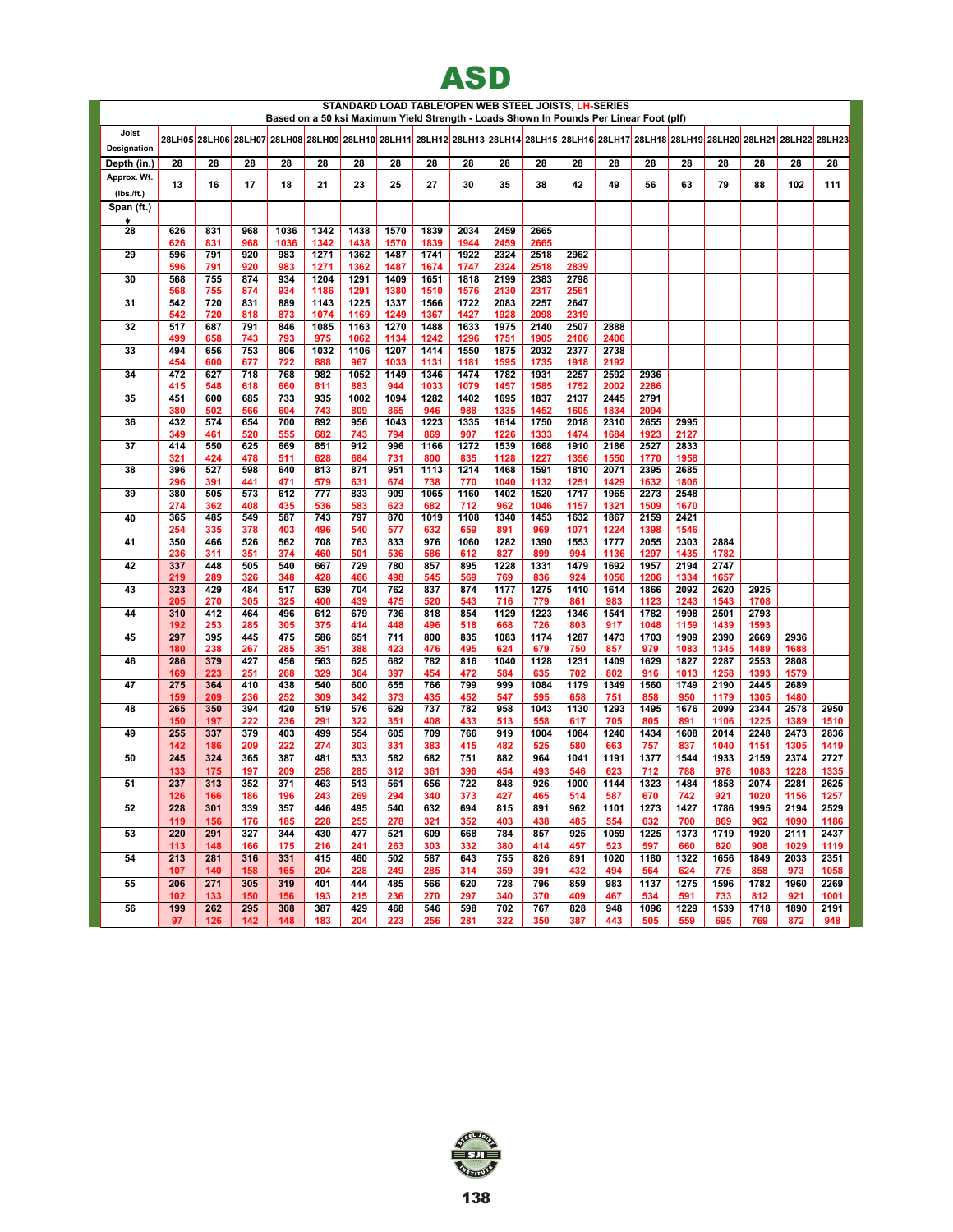# ASD

**STANDARD LOAD TABLE/OPEN WEB STEEL JOISTS, LH-SERIES**
**Based on a 50 ksi Maximum Yield Strength - Loads Shown In Pounds Per Linear Foot (plf)**

| Joist Designation | 28LH05 | 28LH06 | 28LH07 | 28LH08 | 28LH09 | 28LH10 | 28LH11 | 28LH12 | 28LH13 | 28LH14 | 28LH15 | 28LH16 | 28LH17 | 28LH18 | 28LH19 | 28LH20 | 28LH21 | 28LH22 | 28LH23 |
|---|---|---|---|---|---|---|---|---|---|---|---|---|---|---|---|---|---|---|---|
| Depth (in.) | 28 | 28 | 28 | 28 | 28 | 28 | 28 | 28 | 28 | 28 | 28 | 28 | 28 | 28 | 28 | 28 | 28 | 28 | 28 |
| Approx. Wt. (lbs./ft.) | 13 | 16 | 17 | 18 | 21 | 23 | 25 | 27 | 30 | 35 | 38 | 42 | 49 | 56 | 63 | 79 | 88 | 102 | 111 |
| Span (ft.) ↓ | | | | | | | | | | | | | | | | | | | |
| 28 | 626 | 831 | 968 | 1036 | 1342 | 1438 | 1570 | 1839 | 2034 | 2459 | 2665 | | | | | | | | |
| | 626 | 831 | 968 | 1036 | 1342 | 1438 | 1570 | 1839 | 1944 | 2459 | 2665 | | | | | | | | |
| 29 | 596 | 791 | 920 | 983 | 1271 | 1362 | 1487 | 1741 | 1922 | 2324 | 2518 | 2962 | | | | | | | |
| | 596 | 791 | 920 | 983 | 1271 | 1362 | 1487 | 1674 | 1747 | 2324 | 2518 | 2839 | | | | | | | |
| 30 | 568 | 755 | 874 | 934 | 1204 | 1291 | 1409 | 1651 | 1818 | 2199 | 2383 | 2798 | | | | | | | |
| | 568 | 755 | 874 | 934 | 1186 | 1291 | 1380 | 1510 | 1576 | 2130 | 2317 | 2561 | | | | | | | |
| 31 | 542 | 720 | 831 | 889 | 1143 | 1225 | 1337 | 1566 | 1722 | 2083 | 2257 | 2647 | | | | | | | |
| | 542 | 720 | 818 | 873 | 1074 | 1169 | 1249 | 1367 | 1427 | 1928 | 2098 | 2319 | | | | | | | |
| 32 | 517 | 687 | 791 | 846 | 1085 | 1163 | 1270 | 1488 | 1633 | 1975 | 2140 | 2507 | 2888 | | | | | | |
| | 499 | 658 | 743 | 793 | 975 | 1062 | 1134 | 1242 | 1296 | 1751 | 1905 | 2106 | 2406 | | | | | | |
| 33 | 494 | 656 | 753 | 806 | 1032 | 1106 | 1207 | 1414 | 1550 | 1875 | 2032 | 2377 | 2738 | | | | | | |
| | 454 | 600 | 677 | 722 | 888 | 967 | 1033 | 1131 | 1181 | 1595 | 1735 | 1918 | 2192 | | | | | | |
| 34 | 472 | 627 | 718 | 768 | 982 | 1052 | 1149 | 1346 | 1474 | 1782 | 1931 | 2257 | 2592 | 2936 | | | | | |
| | 415 | 548 | 618 | 660 | 811 | 883 | 944 | 1033 | 1079 | 1457 | 1585 | 1752 | 2002 | 2286 | | | | | |
| 35 | 451 | 600 | 685 | 733 | 935 | 1002 | 1094 | 1282 | 1402 | 1695 | 1837 | 2137 | 2445 | 2791 | | | | | |
| | 380 | 502 | 566 | 604 | 743 | 809 | 865 | 946 | 988 | 1335 | 1452 | 1605 | 1834 | 2094 | | | | | |
| 36 | 432 | 574 | 654 | 700 | 892 | 956 | 1043 | 1223 | 1335 | 1614 | 1750 | 2018 | 2310 | 2655 | 2995 | | | | |
| | 349 | 461 | 520 | 555 | 682 | 743 | 794 | 869 | 907 | 1226 | 1333 | 1474 | 1684 | 1923 | 2127 | | | | |
| 37 | 414 | 550 | 625 | 669 | 851 | 912 | 996 | 1166 | 1272 | 1539 | 1668 | 1910 | 2186 | 2527 | 2833 | | | | |
| | 321 | 424 | 478 | 511 | 628 | 684 | 731 | 800 | 835 | 1128 | 1227 | 1356 | 1550 | 1770 | 1958 | | | | |
| 38 | 396 | 527 | 598 | 640 | 813 | 871 | 951 | 1113 | 1214 | 1468 | 1591 | 1810 | 2071 | 2395 | 2685 | | | | |
| | 296 | 391 | 441 | 471 | 579 | 631 | 674 | 738 | 770 | 1040 | 1132 | 1251 | 1429 | 1632 | 1806 | | | | |
| 39 | 380 | 505 | 573 | 612 | 777 | 833 | 909 | 1065 | 1160 | 1402 | 1520 | 1717 | 1965 | 2273 | 2548 | | | | |
| | 274 | 362 | 408 | 435 | 536 | 583 | 623 | 682 | 712 | 962 | 1046 | 1157 | 1321 | 1509 | 1670 | | | | |
| 40 | 365 | 485 | 549 | 587 | 743 | 797 | 870 | 1019 | 1108 | 1340 | 1453 | 1632 | 1867 | 2159 | 2421 | | | | |
| | 254 | 335 | 378 | 403 | 496 | 540 | 577 | 632 | 659 | 891 | 969 | 1071 | 1224 | 1398 | 1546 | | | | |
| 41 | 350 | 466 | 526 | 562 | 708 | 763 | 833 | 976 | 1060 | 1282 | 1390 | 1553 | 1777 | 2055 | 2303 | 2884 | | | |
| | 236 | 311 | 351 | 374 | 460 | 501 | 536 | 586 | 612 | 827 | 899 | 994 | 1136 | 1297 | 1435 | 1782 | | | |
| 42 | 337 | 448 | 505 | 540 | 667 | 729 | 780 | 857 | 895 | 1228 | 1331 | 1479 | 1692 | 1957 | 2194 | 2747 | | | |
| | 219 | 289 | 326 | 348 | 428 | 466 | 498 | 545 | 569 | 769 | 836 | 924 | 1056 | 1206 | 1334 | 1657 | | | |
| 43 | 323 | 429 | 484 | 517 | 639 | 704 | 762 | 837 | 874 | 1177 | 1275 | 1410 | 1614 | 1866 | 2092 | 2620 | 2925 | | |
| | 205 | 270 | 305 | 325 | 400 | 439 | 475 | 520 | 543 | 716 | 779 | 861 | 983 | 1123 | 1243 | 1543 | 1708 | | |
| 44 | 310 | 412 | 464 | 496 | 612 | 679 | 736 | 818 | 854 | 1129 | 1223 | 1346 | 1541 | 1782 | 1998 | 2501 | 2793 | | |
| | 192 | 253 | 285 | 305 | 375 | 414 | 448 | 496 | 518 | 668 | 726 | 803 | 917 | 1048 | 1159 | 1439 | 1593 | | |
| 45 | 297 | 395 | 445 | 475 | 586 | 651 | 711 | 800 | 835 | 1083 | 1174 | 1287 | 1473 | 1703 | 1909 | 2390 | 2669 | 2936 | |
| | 180 | 238 | 267 | 285 | 351 | 388 | 423 | 476 | 495 | 624 | 679 | 750 | 857 | 979 | 1083 | 1345 | 1489 | 1688 | |
| 46 | 286 | 379 | 427 | 456 | 563 | 625 | 682 | 782 | 816 | 1040 | 1128 | 1231 | 1409 | 1629 | 1827 | 2287 | 2553 | 2808 | |
| | 169 | 223 | 251 | 268 | 329 | 364 | 397 | 454 | 472 | 584 | 635 | 702 | 802 | 916 | 1013 | 1258 | 1393 | 1579 | |
| 47 | 275 | 364 | 410 | 438 | 540 | 600 | 655 | 766 | 799 | 999 | 1084 | 1179 | 1349 | 1560 | 1749 | 2190 | 2445 | 2689 | |
| | 159 | 209 | 236 | 252 | 309 | 342 | 373 | 435 | 452 | 547 | 595 | 658 | 751 | 858 | 950 | 1179 | 1305 | 1480 | |
| 48 | 265 | 350 | 394 | 420 | 519 | 576 | 629 | 737 | 782 | 958 | 1043 | 1130 | 1293 | 1495 | 1676 | 2099 | 2344 | 2578 | 2950 |
| | 150 | 197 | 222 | 236 | 291 | 322 | 351 | 408 | 433 | 513 | 558 | 617 | 705 | 805 | 891 | 1106 | 1225 | 1389 | 1510 |
| 49 | 255 | 337 | 379 | 403 | 499 | 554 | 605 | 709 | 766 | 919 | 1004 | 1084 | 1240 | 1434 | 1608 | 2014 | 2248 | 2473 | 2836 |
| | 142 | 186 | 209 | 222 | 274 | 303 | 331 | 383 | 415 | 482 | 525 | 580 | 663 | 757 | 837 | 1040 | 1151 | 1305 | 1419 |
| 50 | 245 | 324 | 365 | 387 | 481 | 533 | 582 | 682 | 751 | 882 | 964 | 1041 | 1191 | 1377 | 1544 | 1933 | 2159 | 2374 | 2727 |
| | 133 | 175 | 197 | 209 | 258 | 285 | 312 | 361 | 396 | 454 | 493 | 546 | 623 | 712 | 788 | 978 | 1083 | 1228 | 1335 |
| 51 | 237 | 313 | 352 | 371 | 463 | 513 | 561 | 656 | 722 | 848 | 926 | 1000 | 1144 | 1323 | 1484 | 1858 | 2074 | 2281 | 2625 |
| | 126 | 166 | 186 | 196 | 243 | 269 | 294 | 340 | 373 | 427 | 465 | 514 | 587 | 670 | 742 | 921 | 1020 | 1156 | 1257 |
| 52 | 228 | 301 | 339 | 357 | 446 | 495 | 540 | 632 | 694 | 815 | 891 | 962 | 1101 | 1273 | 1427 | 1786 | 1995 | 2194 | 2529 |
| | 119 | 156 | 176 | 185 | 228 | 255 | 278 | 321 | 352 | 403 | 438 | 485 | 554 | 632 | 700 | 869 | 962 | 1090 | 1186 |
| 53 | 220 | 291 | 327 | 344 | 430 | 477 | 521 | 609 | 668 | 784 | 857 | 925 | 1059 | 1225 | 1373 | 1719 | 1920 | 2111 | 2437 |
| | 113 | 148 | 166 | 175 | 216 | 241 | 263 | 303 | 332 | 380 | 414 | 457 | 523 | 597 | 660 | 820 | 908 | 1029 | 1119 |
| 54 | 213 | 281 | 316 | 331 | 415 | 460 | 502 | 587 | 643 | 755 | 826 | 891 | 1020 | 1180 | 1322 | 1656 | 1849 | 2033 | 2351 |
| | 107 | 140 | 158 | 165 | 204 | 228 | 249 | 285 | 314 | 359 | 391 | 432 | 494 | 564 | 624 | 775 | 858 | 973 | 1058 |
| 55 | 206 | 271 | 305 | 319 | 401 | 444 | 485 | 566 | 620 | 728 | 796 | 859 | 983 | 1137 | 1275 | 1596 | 1782 | 1960 | 2269 |
| | 102 | 133 | 150 | 156 | 193 | 215 | 236 | 270 | 297 | 340 | 370 | 409 | 467 | 534 | 591 | 733 | 812 | 921 | 1001 |
| 56 | 199 | 262 | 295 | 308 | 387 | 429 | 468 | 546 | 598 | 702 | 767 | 828 | 948 | 1096 | 1229 | 1539 | 1718 | 1890 | 2191 |
| | 97 | 126 | 142 | 148 | 183 | 204 | 223 | 256 | 281 | 322 | 350 | 387 | 443 | 505 | 559 | 695 | 769 | 872 | 948 |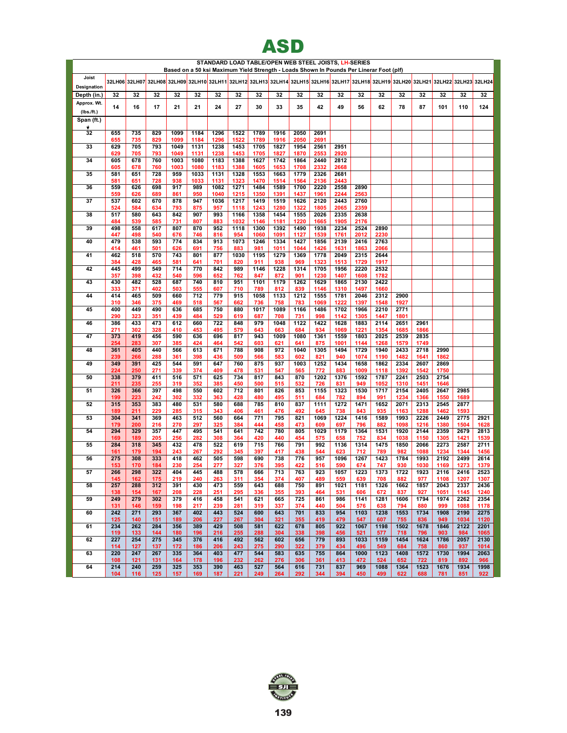# ASD

**STANDARD LOAD TABLE/OPEN WEB STEEL JOISTS, LH-SERIES**

**Based on a 50 ksi Maximum Yield Strength - Loads Shown In Pounds Per Linear Foot (plf)**

| Joist Designation | 32LH06 | 32LH07 | 32LH08 | 32LH09 | 32LH10 | 32LH11 | 32LH12 | 32LH13 | 32LH14 | 32LH15 | 32LH16 | 32LH17 | 32LH18 | 32LH19 | 32LH20 | 32LH21 | 32LH22 | 32LH23 | 32LH24 |
|---|---|---|---|---|---|---|---|---|---|---|---|---|---|---|---|---|---|---|---|
| Depth (in.) | 32 | 32 | 32 | 32 | 32 | 32 | 32 | 32 | 32 | 32 | 32 | 32 | 32 | 32 | 32 | 32 | 32 | 32 | 32 |
| Approx. Wt. (lbs./ft.) | 14 | 16 | 17 | 21 | 21 | 24 | 27 | 30 | 33 | 35 | 42 | 49 | 56 | 62 | 78 | 87 | 101 | 110 | 124 |
| Span (ft.) | | | | | | | | | | | | | | | | | | | |
| 32 | 655 | 735 | 829 | 1099 | 1184 | 1296 | 1522 | 1789 | 1916 | 2050 | 2691 | | | | | | | | |
| | 655 | 735 | 829 | 1099 | 1184 | 1296 | 1522 | 1789 | 1916 | 2050 | 2691 | | | | | | | | |
| 33 | 629 | 705 | 793 | 1049 | 1131 | 1238 | 1453 | 1705 | 1827 | 1954 | 2561 | 2951 | | | | | | | |
| | 629 | 705 | 793 | 1049 | 1131 | 1238 | 1453 | 1705 | 1827 | 1870 | 2553 | 2920 | | | | | | | |
| 34 | 605 | 678 | 760 | 1003 | 1080 | 1183 | 1388 | 1627 | 1742 | 1864 | 2440 | 2812 | | | | | | | |
| | 605 | 678 | 760 | 1003 | 1080 | 1183 | 1388 | 1605 | 1653 | 1708 | 2332 | 2668 | | | | | | | |
| 35 | 581 | 651 | 728 | 959 | 1033 | 1131 | 1328 | 1553 | 1663 | 1779 | 2326 | 2681 | | | | | | | |
| | 581 | 651 | 728 | 938 | 1033 | 1131 | 1323 | 1470 | 1514 | 1564 | 2136 | 2443 | | | | | | | |
| 36 | 559 | 626 | 698 | 917 | 989 | 1082 | 1271 | 1484 | 1589 | 1700 | 2220 | 2558 | 2890 | | | | | | |
| | 559 | 626 | 689 | 861 | 950 | 1040 | 1215 | 1350 | 1391 | 1437 | 1961 | 2244 | 2563 | | | | | | |
| 37 | 537 | 602 | 670 | 878 | 947 | 1036 | 1217 | 1419 | 1519 | 1626 | 2120 | 2443 | 2760 | | | | | | |
| | 524 | 584 | 634 | 793 | 875 | 957 | 1118 | 1243 | 1280 | 1322 | 1805 | 2065 | 2359 | | | | | | |
| 38 | 517 | 580 | 643 | 842 | 907 | 993 | 1166 | 1358 | 1454 | 1555 | 2026 | 2335 | 2638 | | | | | | |
| | 484 | 539 | 585 | 731 | 807 | 883 | 1032 | 1146 | 1181 | 1220 | 1665 | 1905 | 2176 | | | | | | |
| 39 | 498 | 558 | 617 | 807 | 870 | 952 | 1118 | 1300 | 1392 | 1490 | 1938 | 2234 | 2524 | 2890 | | | | | |
| | 447 | 498 | 540 | 676 | 746 | 816 | 954 | 1060 | 1091 | 1127 | 1539 | 1761 | 2012 | 2230 | | | | | |
| 40 | 479 | 538 | 593 | 774 | 834 | 913 | 1073 | 1246 | 1334 | 1427 | 1856 | 2139 | 2416 | 2763 | | | | | |
| | 414 | 461 | 501 | 626 | 691 | 756 | 883 | 981 | 1011 | 1044 | 1426 | 1631 | 1863 | 2066 | | | | | |
| 41 | 462 | 518 | 570 | 743 | 801 | 877 | 1030 | 1195 | 1279 | 1369 | 1778 | 2049 | 2315 | 2644 | | | | | |
| | 384 | 428 | 465 | 581 | 641 | 701 | 820 | 911 | 938 | 969 | 1323 | 1513 | 1729 | 1917 | | | | | |
| 42 | 445 | 499 | 549 | 714 | 770 | 842 | 989 | 1146 | 1228 | 1314 | 1705 | 1956 | 2220 | 2532 | | | | | |
| | 357 | 398 | 432 | 540 | 596 | 652 | 762 | 847 | 872 | 901 | 1230 | 1407 | 1608 | 1782 | | | | | |
| 43 | 430 | 482 | 528 | 687 | 740 | 810 | 951 | 1101 | 1179 | 1262 | 1629 | 1865 | 2130 | 2422 | | | | | |
| | 333 | 371 | 402 | 503 | 555 | 607 | 710 | 789 | 812 | 839 | 1146 | 1310 | 1497 | 1660 | | | | | |
| 44 | 414 | 465 | 509 | 660 | 712 | 779 | 915 | 1058 | 1133 | 1212 | 1555 | 1781 | 2046 | 2312 | 2900 | | | | |
| | 310 | 346 | 375 | 469 | 518 | 567 | 662 | 736 | 758 | 783 | 1069 | 1222 | 1397 | 1548 | 1927 | | | | |
| 45 | 400 | 449 | 490 | 636 | 685 | 750 | 880 | 1017 | 1089 | 1166 | 1486 | 1702 | 1966 | 2210 | 2771 | | | | |
| | 290 | 323 | 351 | 439 | 484 | 529 | 619 | 687 | 708 | 731 | 998 | 1142 | 1305 | 1447 | 1801 | | | | |
| 46 | 386 | 433 | 473 | 612 | 660 | 722 | 848 | 979 | 1048 | 1122 | 1422 | 1628 | 1883 | 2114 | 2651 | 2961 | | | |
| | 271 | 302 | 328 | 410 | 453 | 495 | 579 | 643 | 663 | 684 | 934 | 1069 | 1221 | 1354 | 1685 | 1866 | | | |
| 47 | 373 | 419 | 456 | 590 | 636 | 696 | 817 | 943 | 1009 | 1080 | 1361 | 1559 | 1803 | 2025 | 2539 | 2835 | | | |
| | 254 | 283 | 307 | 385 | 424 | 464 | 542 | 603 | 621 | 641 | 875 | 1001 | 1144 | 1268 | 1579 | 1749 | | | |
| 48 | 361 | 405 | 440 | 566 | 613 | 671 | 788 | 908 | 972 | 1040 | 1305 | 1494 | 1729 | 1940 | 2433 | 2718 | 2990 | | |
| | 239 | 266 | 288 | 361 | 398 | 436 | 509 | 566 | 583 | 602 | 821 | 940 | 1074 | 1190 | 1482 | 1641 | 1862 | | |
| 49 | 349 | 391 | 425 | 544 | 591 | 647 | 760 | 875 | 937 | 1003 | 1252 | 1434 | 1658 | 1862 | 2334 | 2607 | 2869 | | |
| | 224 | 250 | 271 | 339 | 374 | 409 | 478 | 531 | 547 | 565 | 772 | 883 | 1009 | 1118 | 1392 | 1542 | 1750 | | |
| 50 | 338 | 379 | 411 | 516 | 571 | 625 | 734 | 817 | 843 | 870 | 1202 | 1376 | 1592 | 1787 | 2241 | 2503 | 2754 | | |
| | 211 | 235 | 255 | 319 | 352 | 385 | 450 | 500 | 515 | 532 | 726 | 831 | 949 | 1052 | 1310 | 1451 | 1646 | | |
| 51 | 326 | 366 | 397 | 498 | 550 | 602 | 712 | 801 | 826 | 853 | 1155 | 1323 | 1530 | 1717 | 2154 | 2405 | 2647 | 2985 | |
| | 199 | 223 | 242 | 302 | 332 | 363 | 428 | 480 | 495 | 511 | 684 | 782 | 894 | 991 | 1234 | 1366 | 1550 | 1689 | |
| 52 | 315 | 353 | 383 | 480 | 531 | 580 | 688 | 785 | 810 | 837 | 1111 | 1272 | 1471 | 1652 | 2071 | 2313 | 2545 | 2877 | |
| | 189 | 211 | 229 | 285 | 315 | 343 | 406 | 461 | 476 | 492 | 645 | 738 | 843 | 935 | 1163 | 1288 | 1462 | 1593 | |
| 53 | 304 | 341 | 369 | 463 | 512 | 560 | 664 | 771 | 795 | 821 | 1069 | 1224 | 1416 | 1589 | 1993 | 2226 | 2449 | 2775 | 2921 |
| | 179 | 200 | 216 | 270 | 297 | 325 | 384 | 444 | 458 | 473 | 609 | 697 | 796 | 882 | 1098 | 1216 | 1380 | 1504 | 1628 |
| 54 | 294 | 329 | 357 | 447 | 495 | 541 | 641 | 742 | 780 | 805 | 1029 | 1179 | 1364 | 1531 | 1920 | 2144 | 2359 | 2679 | 2813 |
| | 169 | 189 | 205 | 256 | 282 | 308 | 364 | 420 | 440 | 454 | 575 | 658 | 752 | 834 | 1038 | 1150 | 1305 | 1421 | 1539 |
| 55 | 284 | 318 | 345 | 432 | 478 | 522 | 619 | 715 | 766 | 791 | 992 | 1136 | 1314 | 1475 | 1850 | 2066 | 2273 | 2587 | 2711 |
| | 161 | 179 | 194 | 243 | 267 | 292 | 345 | 397 | 417 | 438 | 544 | 623 | 712 | 789 | 982 | 1088 | 1234 | 1344 | 1456 |
| 56 | 275 | 308 | 333 | 418 | 462 | 505 | 598 | 690 | 738 | 776 | 957 | 1096 | 1267 | 1423 | 1784 | 1993 | 2192 | 2499 | 2614 |
| | 153 | 170 | 184 | 230 | 254 | 277 | 327 | 376 | 395 | 422 | 516 | 590 | 674 | 747 | 930 | 1030 | 1169 | 1273 | 1379 |
| 57 | 266 | 298 | 322 | 404 | 445 | 488 | 578 | 666 | 713 | 763 | 923 | 1057 | 1223 | 1373 | 1722 | 1923 | 2116 | 2416 | 2523 |
| | 145 | 162 | 175 | 219 | 240 | 263 | 311 | 354 | 374 | 407 | 489 | 559 | 639 | 708 | 882 | 977 | 1108 | 1207 | 1307 |
| 58 | 257 | 288 | 312 | 391 | 430 | 473 | 559 | 643 | 688 | 750 | 891 | 1021 | 1181 | 1326 | 1662 | 1857 | 2043 | 2337 | 2436 |
| | 138 | 154 | 167 | 208 | 228 | 251 | 295 | 336 | 355 | 393 | 464 | 531 | 606 | 672 | 837 | 927 | 1051 | 1145 | 1240 |
| 59 | 249 | 279 | 302 | 379 | 416 | 458 | 541 | 621 | 665 | 725 | 861 | 986 | 1141 | 1281 | 1606 | 1794 | 1974 | 2262 | 2354 |
| | 131 | 146 | 159 | 198 | 217 | 239 | 281 | 319 | 337 | 374 | 440 | 504 | 576 | 638 | 794 | 880 | 999 | 1088 | 1178 |
| 60 | 242 | 271 | 293 | 367 | 402 | 443 | 524 | 600 | 643 | 701 | 833 | 954 | 1103 | 1238 | 1553 | 1734 | 1908 | 2190 | 2275 |
| | 125 | 140 | 151 | 189 | 206 | 227 | 267 | 304 | 321 | 355 | 419 | 479 | 547 | 607 | 755 | 836 | 949 | 1034 | 1120 |
| 61 | 234 | 262 | 284 | 356 | 389 | 429 | 508 | 581 | 622 | 678 | 805 | 922 | 1067 | 1198 | 1502 | 1678 | 1846 | 2122 | 2201 |
| | 119 | 133 | 144 | 180 | 196 | 216 | 255 | 288 | 304 | 338 | 398 | 456 | 521 | 577 | 718 | 796 | 903 | 984 | 1065 |
| 62 | 227 | 254 | 275 | 345 | 376 | 416 | 492 | 562 | 602 | 656 | 779 | 893 | 1033 | 1159 | 1454 | 1624 | 1786 | 2057 | 2130 |
| | 114 | 127 | 137 | 172 | 186 | 206 | 243 | 275 | 290 | 322 | 379 | 434 | 496 | 549 | 684 | 758 | 860 | 937 | 1014 |
| 63 | 220 | 247 | 267 | 335 | 364 | 403 | 477 | 544 | 583 | 635 | 755 | 864 | 1000 | 1123 | 1408 | 1572 | 1730 | 1994 | 2063 |
| | 108 | 121 | 131 | 164 | 178 | 196 | 232 | 262 | 276 | 306 | 361 | 413 | 472 | 524 | 652 | 722 | 819 | 892 | 966 |
| 64 | 214 | 240 | 259 | 325 | 353 | 390 | 463 | 527 | 564 | 616 | 731 | 837 | 969 | 1088 | 1364 | 1523 | 1676 | 1934 | 1998 |
| | 104 | 116 | 125 | 157 | 169 | 187 | 221 | 249 | 264 | 292 | 344 | 394 | 450 | 499 | 622 | 688 | 781 | 851 | 922 |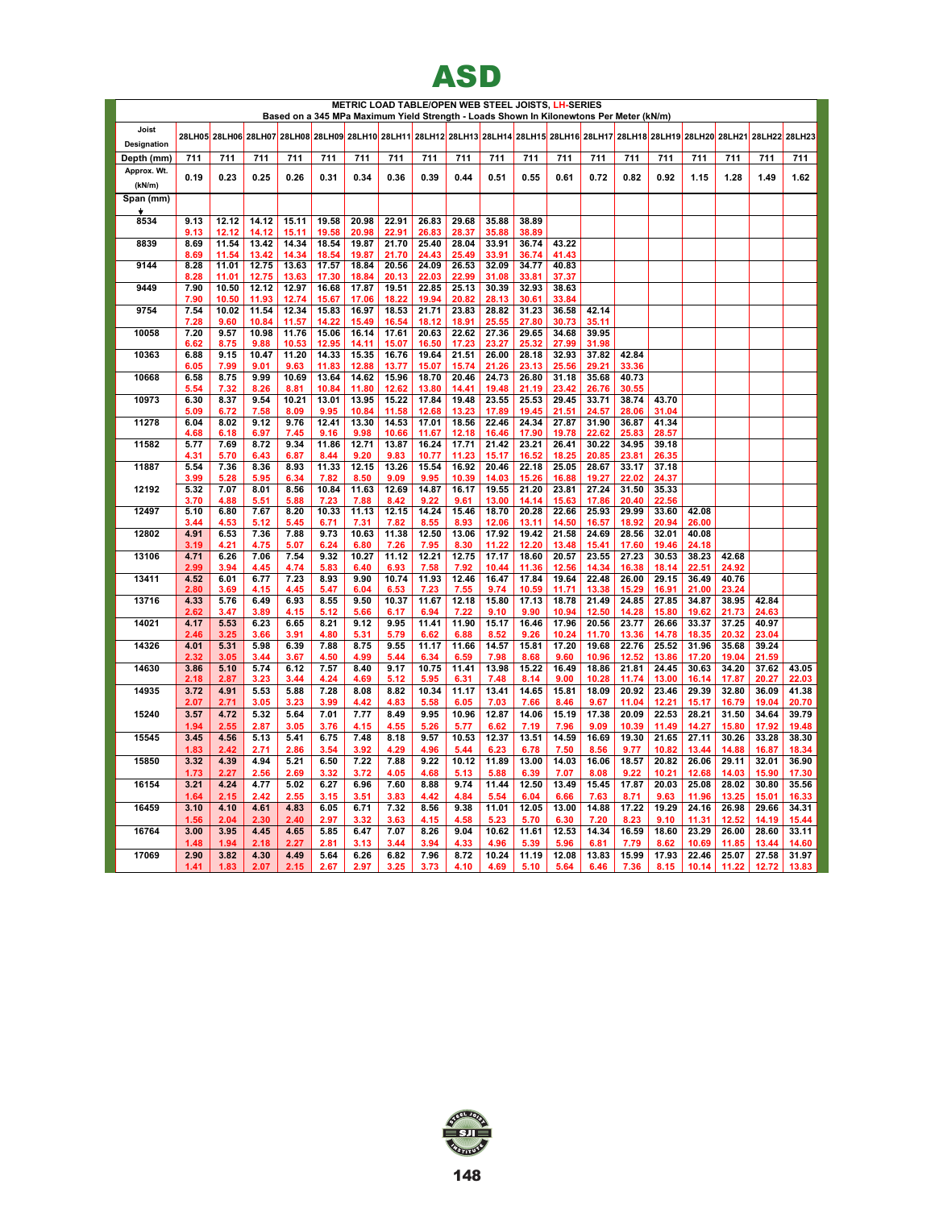# ASD

**METRIC LOAD TABLE/OPEN WEB STEEL JOISTS, LH-SERIES**
**Based on a 345 MPa Maximum Yield Strength - Loads Shown In Kilonewtons Per Meter (kN/m)**

| Joist Designation | 28LH05 | 28LH06 | 28LH07 | 28LH08 | 28LH09 | 28LH10 | 28LH11 | 28LH12 | 28LH13 | 28LH14 | 28LH15 | 28LH16 | 28LH17 | 28LH18 | 28LH19 | 28LH20 | 28LH21 | 28LH22 | 28LH23 |
|---|---|---|---|---|---|---|---|---|---|---|---|---|---|---|---|---|---|---|---|
| Depth (mm) | 711 | 711 | 711 | 711 | 711 | 711 | 711 | 711 | 711 | 711 | 711 | 711 | 711 | 711 | 711 | 711 | 711 | 711 | 711 |
| Approx. Wt. (kN/m) | 0.19 | 0.23 | 0.25 | 0.26 | 0.31 | 0.34 | 0.36 | 0.39 | 0.44 | 0.51 | 0.55 | 0.61 | 0.72 | 0.82 | 0.92 | 1.15 | 1.28 | 1.49 | 1.62 |
| Span (mm) ↓ | | | | | | | | | | | | | | | | | | | |
| 8534 | 9.13 | 12.12 | 14.12 | 15.11 | 19.58 | 20.98 | 22.91 | 26.83 | 29.68 | 35.88 | 38.89 | | | | | | | | |
| | 9.13 | 12.12 | 14.12 | 15.11 | 19.58 | 20.98 | 22.91 | 26.83 | 28.37 | 35.88 | 38.89 | | | | | | | | |
| 8839 | 8.69 | 11.54 | 13.42 | 14.34 | 18.54 | 19.87 | 21.70 | 25.40 | 28.04 | 33.91 | 36.74 | 43.22 | | | | | | | |
| | 8.69 | 11.54 | 13.42 | 14.34 | 18.54 | 19.87 | 21.70 | 24.43 | 25.49 | 33.91 | 36.74 | 41.43 | | | | | | | |
| 9144 | 8.28 | 11.01 | 12.75 | 13.63 | 17.57 | 18.84 | 20.56 | 24.09 | 26.53 | 32.09 | 34.77 | 40.83 | | | | | | | |
| | 8.28 | 11.01 | 12.75 | 13.63 | 17.30 | 18.84 | 20.13 | 22.03 | 22.99 | 31.08 | 33.81 | 37.37 | | | | | | | |
| 9449 | 7.90 | 10.50 | 12.12 | 12.97 | 16.68 | 17.87 | 19.51 | 22.85 | 25.13 | 30.39 | 32.93 | 38.63 | | | | | | | |
| | 7.90 | 10.50 | 11.93 | 12.74 | 15.67 | 17.06 | 18.22 | 19.94 | 20.82 | 28.13 | 30.61 | 33.84 | | | | | | | |
| 9754 | 7.54 | 10.02 | 11.54 | 12.34 | 15.83 | 16.97 | 18.53 | 21.71 | 23.83 | 28.82 | 31.23 | 36.58 | 42.14 | | | | | | |
| | 7.28 | 9.60 | 10.84 | 11.57 | 14.22 | 15.49 | 16.54 | 18.12 | 18.91 | 25.55 | 27.80 | 30.73 | 35.11 | | | | | | |
| 10058 | 7.20 | 9.57 | 10.98 | 11.76 | 15.06 | 16.14 | 17.61 | 20.63 | 22.62 | 27.36 | 29.65 | 34.68 | 39.95 | | | | | | |
| | 6.62 | 8.75 | 9.88 | 10.53 | 12.95 | 14.11 | 15.07 | 16.50 | 17.23 | 23.27 | 25.32 | 27.99 | 31.98 | | | | | | |
| 10363 | 6.88 | 9.15 | 10.47 | 11.20 | 14.33 | 15.35 | 16.76 | 19.64 | 21.51 | 26.00 | 28.18 | 32.93 | 37.82 | 42.84 | | | | | |
| | 6.05 | 7.99 | 9.01 | 9.63 | 11.83 | 12.88 | 13.77 | 15.07 | 15.74 | 21.26 | 23.13 | 25.56 | 29.21 | 33.36 | | | | | |
| 10668 | 6.58 | 8.75 | 9.99 | 10.69 | 13.64 | 14.62 | 15.96 | 18.70 | 20.46 | 24.73 | 26.80 | 31.18 | 35.68 | 40.73 | | | | | |
| | 5.54 | 7.32 | 8.26 | 8.81 | 10.84 | 11.80 | 12.62 | 13.80 | 14.41 | 19.48 | 21.19 | 23.42 | 26.76 | 30.55 | | | | | |
| 10973 | 6.30 | 8.37 | 9.54 | 10.21 | 13.01 | 13.95 | 15.22 | 17.84 | 19.48 | 23.55 | 25.53 | 29.45 | 33.71 | 38.74 | 43.70 | | | | |
| | 5.09 | 6.72 | 7.58 | 8.09 | 9.95 | 10.84 | 11.58 | 12.68 | 13.23 | 17.89 | 19.45 | 21.51 | 24.57 | 28.06 | 31.04 | | | | |
| 11278 | 6.04 | 8.02 | 9.12 | 9.76 | 12.41 | 13.30 | 14.53 | 17.01 | 18.56 | 22.46 | 24.34 | 27.87 | 31.90 | 36.87 | 41.34 | | | | |
| | 4.68 | 6.18 | 6.97 | 7.45 | 9.16 | 9.98 | 10.66 | 11.67 | 12.18 | 16.46 | 17.90 | 19.78 | 22.62 | 25.83 | 28.57 | | | | |
| 11582 | 5.77 | 7.69 | 8.72 | 9.34 | 11.86 | 12.71 | 13.87 | 16.24 | 17.71 | 21.42 | 23.21 | 26.41 | 30.22 | 34.95 | 39.18 | | | | |
| | 4.31 | 5.70 | 6.43 | 6.87 | 8.44 | 9.20 | 9.83 | 10.77 | 11.23 | 15.17 | 16.52 | 18.25 | 20.85 | 23.81 | 26.35 | | | | |
| 11887 | 5.54 | 7.36 | 8.36 | 8.93 | 11.33 | 12.15 | 13.26 | 15.54 | 16.92 | 20.46 | 22.18 | 25.05 | 28.67 | 33.17 | 37.18 | | | | |
| | 3.99 | 5.28 | 5.95 | 6.34 | 7.82 | 8.50 | 9.09 | 9.95 | 10.39 | 14.03 | 15.26 | 16.88 | 19.27 | 22.02 | 24.37 | | | | |
| 12192 | 5.32 | 7.07 | 8.01 | 8.56 | 10.84 | 11.63 | 12.69 | 14.87 | 16.17 | 19.55 | 21.20 | 23.81 | 27.24 | 31.50 | 35.33 | | | | |
| | 3.70 | 4.88 | 5.51 | 5.88 | 7.23 | 7.88 | 8.42 | 9.22 | 9.61 | 13.00 | 14.14 | 15.63 | 17.86 | 20.40 | 22.56 | | | | |
| 12497 | 5.10 | 6.80 | 7.67 | 8.20 | 10.33 | 11.13 | 12.15 | 14.24 | 15.46 | 18.70 | 20.28 | 22.66 | 25.93 | 29.99 | 33.60 | 42.08 | | | |
| | 3.44 | 4.53 | 5.12 | 5.45 | 6.71 | 7.31 | 7.82 | 8.55 | 8.93 | 12.06 | 13.11 | 14.50 | 16.57 | 18.92 | 20.94 | 26.00 | | | |
| 12802 | 4.91 | 6.53 | 7.36 | 7.88 | 9.73 | 10.63 | 11.38 | 12.50 | 13.06 | 17.92 | 19.42 | 21.58 | 24.69 | 28.56 | 32.01 | 40.08 | | | |
| | 3.19 | 4.21 | 4.75 | 5.07 | 6.24 | 6.80 | 7.26 | 7.95 | 8.30 | 11.22 | 12.20 | 13.48 | 15.41 | 17.60 | 19.46 | 24.18 | | | |
| 13106 | 4.71 | 6.26 | 7.06 | 7.54 | 9.32 | 10.27 | 11.12 | 12.21 | 12.75 | 17.17 | 18.60 | 20.57 | 23.55 | 27.23 | 30.53 | 38.23 | 42.68 | | |
| | 2.99 | 3.94 | 4.45 | 4.74 | 5.83 | 6.35 | 6.93 | 7.58 | 7.92 | 10.44 | 11.36 | 12.56 | 14.34 | 16.38 | 18.14 | 22.51 | 24.92 | | |
| 13411 | 4.52 | 6.01 | 6.77 | 7.23 | 8.93 | 9.90 | 10.74 | 11.93 | 12.46 | 16.47 | 17.84 | 19.64 | 22.48 | 26.00 | 29.15 | 36.49 | 40.76 | | |
| | 2.80 | 3.69 | 4.15 | 4.45 | 5.47 | 6.04 | 6.53 | 7.23 | 7.55 | 9.74 | 10.59 | 11.71 | 13.38 | 15.29 | 16.91 | 21.00 | 23.24 | | |
| 13716 | 4.33 | 5.76 | 6.49 | 6.93 | 8.55 | 9.50 | 10.37 | 11.67 | 12.18 | 15.80 | 17.13 | 18.78 | 21.49 | 24.85 | 27.85 | 34.87 | 38.95 | 42.84 | |
| | 2.62 | 3.47 | 3.89 | 4.15 | 5.12 | 5.66 | 6.17 | 6.94 | 7.22 | 9.10 | 9.90 | 10.94 | 12.50 | 14.28 | 15.80 | 19.62 | 21.73 | 24.63 | |
| 14021 | 4.17 | 5.53 | 6.23 | 6.65 | 8.21 | 9.12 | 9.95 | 11.41 | 11.90 | 15.17 | 16.46 | 17.96 | 20.56 | 23.77 | 26.66 | 33.37 | 37.25 | 40.97 | |
| | 2.46 | 3.25 | 3.66 | 3.91 | 4.80 | 5.31 | 5.79 | 6.62 | 6.88 | 8.52 | 9.26 | 10.24 | 11.70 | 13.36 | 14.78 | 18.35 | 20.32 | 23.04 | |
| 14326 | 4.01 | 5.31 | 5.98 | 6.39 | 7.88 | 8.75 | 9.55 | 11.17 | 11.66 | 14.57 | 15.81 | 17.20 | 19.68 | 22.76 | 25.52 | 31.96 | 35.68 | 39.24 | |
| | 2.32 | 3.05 | 3.44 | 3.67 | 4.50 | 4.99 | 5.44 | 6.34 | 6.59 | 7.98 | 8.68 | 9.60 | 10.96 | 12.52 | 13.86 | 17.20 | 19.04 | 21.59 | |
| 14630 | 3.86 | 5.10 | 5.74 | 6.12 | 7.57 | 8.40 | 9.17 | 10.75 | 11.41 | 13.98 | 15.22 | 16.49 | 18.86 | 21.81 | 24.45 | 30.63 | 34.20 | 37.62 | 43.05 |
| | 2.18 | 2.87 | 3.23 | 3.44 | 4.24 | 4.69 | 5.12 | 5.95 | 6.31 | 7.48 | 8.14 | 9.00 | 10.28 | 11.74 | 13.00 | 16.14 | 17.87 | 20.27 | 22.03 |
| 14935 | 3.72 | 4.91 | 5.53 | 5.88 | 7.28 | 8.08 | 8.82 | 10.34 | 11.17 | 13.41 | 14.65 | 15.81 | 18.09 | 20.92 | 23.46 | 29.39 | 32.80 | 36.09 | 41.38 |
| | 2.07 | 2.71 | 3.05 | 3.23 | 3.99 | 4.42 | 4.83 | 5.58 | 6.05 | 7.03 | 7.66 | 8.46 | 9.67 | 11.04 | 12.21 | 15.17 | 16.79 | 19.04 | 20.70 |
| 15240 | 3.57 | 4.72 | 5.32 | 5.64 | 7.01 | 7.77 | 8.49 | 9.95 | 10.96 | 12.87 | 14.06 | 15.19 | 17.38 | 20.09 | 22.53 | 28.21 | 31.50 | 34.64 | 39.79 |
| | 1.94 | 2.55 | 2.87 | 3.05 | 3.76 | 4.15 | 4.55 | 5.26 | 5.77 | 6.62 | 7.19 | 7.96 | 9.09 | 10.39 | 11.49 | 14.27 | 15.80 | 17.92 | 19.48 |
| 15545 | 3.45 | 4.56 | 5.13 | 5.41 | 6.75 | 7.48 | 8.18 | 9.57 | 10.53 | 12.37 | 13.51 | 14.59 | 16.69 | 19.30 | 21.65 | 27.11 | 30.26 | 33.28 | 38.30 |
| | 1.83 | 2.42 | 2.71 | 2.86 | 3.54 | 3.92 | 4.29 | 4.96 | 5.44 | 6.23 | 6.78 | 7.50 | 8.56 | 9.77 | 10.82 | 13.44 | 14.88 | 16.87 | 18.34 |
| 15850 | 3.32 | 4.39 | 4.94 | 5.21 | 6.50 | 7.22 | 7.88 | 9.22 | 10.12 | 11.89 | 13.00 | 14.03 | 16.06 | 18.57 | 20.82 | 26.06 | 29.11 | 32.01 | 36.90 |
| | 1.73 | 2.27 | 2.56 | 2.69 | 3.32 | 3.72 | 4.05 | 4.68 | 5.13 | 5.88 | 6.39 | 7.07 | 8.08 | 9.22 | 10.21 | 12.68 | 14.03 | 15.90 | 17.30 |
| 16154 | 3.21 | 4.24 | 4.77 | 5.02 | 6.27 | 6.96 | 7.60 | 8.88 | 9.74 | 11.44 | 12.50 | 13.49 | 15.45 | 17.87 | 20.03 | 25.08 | 28.02 | 30.80 | 35.56 |
| | 1.64 | 2.15 | 2.42 | 2.55 | 3.15 | 3.51 | 3.83 | 4.42 | 4.84 | 5.54 | 6.04 | 6.66 | 7.63 | 8.71 | 9.63 | 11.96 | 13.25 | 15.01 | 16.33 |
| 16459 | 3.10 | 4.10 | 4.61 | 4.83 | 6.05 | 6.71 | 7.32 | 8.56 | 9.38 | 11.01 | 12.05 | 13.00 | 14.88 | 17.22 | 19.29 | 24.16 | 26.98 | 29.66 | 34.31 |
| | 1.56 | 2.04 | 2.30 | 2.40 | 2.97 | 3.32 | 3.63 | 4.15 | 4.58 | 5.23 | 5.70 | 6.30 | 7.20 | 8.23 | 9.10 | 11.31 | 12.52 | 14.19 | 15.44 |
| 16764 | 3.00 | 3.95 | 4.45 | 4.65 | 5.85 | 6.47 | 7.07 | 8.26 | 9.04 | 10.62 | 11.61 | 12.53 | 14.34 | 16.59 | 18.60 | 23.29 | 26.00 | 28.60 | 33.11 |
| | 1.48 | 1.94 | 2.18 | 2.27 | 2.81 | 3.13 | 3.44 | 3.94 | 4.33 | 4.96 | 5.39 | 5.96 | 6.81 | 7.79 | 8.62 | 10.69 | 11.85 | 13.44 | 14.60 |
| 17069 | 2.90 | 3.82 | 4.30 | 4.49 | 5.64 | 6.26 | 6.82 | 7.96 | 8.72 | 10.24 | 11.19 | 12.08 | 13.83 | 15.99 | 17.93 | 22.46 | 25.07 | 27.58 | 31.97 |
| | 1.41 | 1.83 | 2.07 | 2.15 | 2.67 | 2.97 | 3.25 | 3.73 | 4.10 | 4.69 | 5.10 | 5.64 | 6.46 | 7.36 | 8.15 | 10.14 | 11.22 | 12.72 | 13.83 |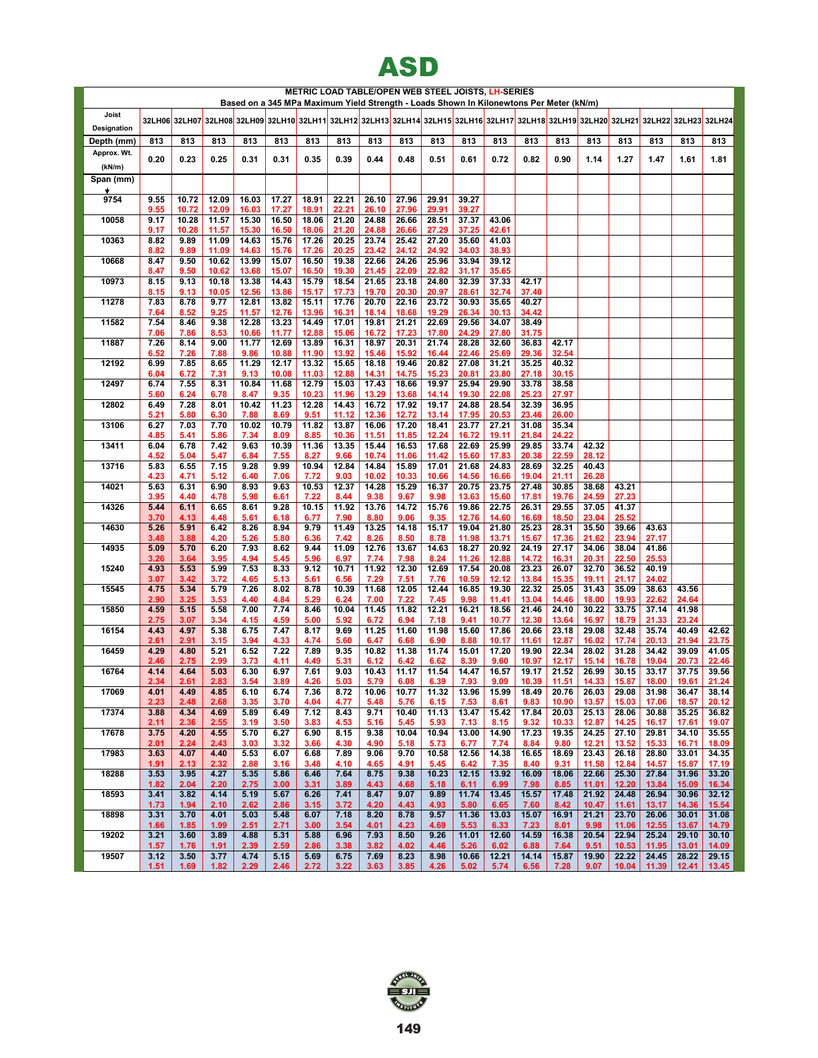# ASD

**METRIC LOAD TABLE/OPEN WEB STEEL JOISTS, LH-SERIES**

**Based on a 345 MPa Maximum Yield Strength - Loads Shown In Kilonewtons Per Meter (kN/m)**

| Joist Designation | 32LH06 | 32LH07 | 32LH08 | 32LH09 | 32LH10 | 32LH11 | 32LH12 | 32LH13 | 32LH14 | 32LH15 | 32LH16 | 32LH17 | 32LH18 | 32LH19 | 32LH20 | 32LH21 | 32LH22 | 32LH23 | 32LH24 |
|---|---|---|---|---|---|---|---|---|---|---|---|---|---|---|---|---|---|---|---|
| Depth (mm) | 813 | 813 | 813 | 813 | 813 | 813 | 813 | 813 | 813 | 813 | 813 | 813 | 813 | 813 | 813 | 813 | 813 | 813 | 813 |
| Approx. Wt. (kN/m) | 0.20 | 0.23 | 0.25 | 0.31 | 0.31 | 0.35 | 0.39 | 0.44 | 0.48 | 0.51 | 0.61 | 0.72 | 0.82 | 0.90 | 1.14 | 1.27 | 1.47 | 1.61 | 1.81 |
| Span (mm) ↓ | | | | | | | | | | | | | | | | | | | |
| 9754 | 9.55 | 10.72 | 12.09 | 16.03 | 17.27 | 18.91 | 22.21 | 26.10 | 27.96 | 29.91 | 39.27 | | | | | | | | |
| | 9.55 | 10.72 | 12.09 | 16.03 | 17.27 | 18.91 | 22.21 | 26.10 | 27.96 | 29.91 | 39.27 | | | | | | | | |
| 10058 | 9.17 | 10.28 | 11.57 | 15.30 | 16.50 | 18.06 | 21.20 | 24.88 | 26.66 | 28.51 | 37.37 | 43.06 | | | | | | | |
| | 9.17 | 10.28 | 11.57 | 15.30 | 16.50 | 18.06 | 21.20 | 24.88 | 26.66 | 27.29 | 37.25 | 42.61 | | | | | | | |
| 10363 | 8.82 | 9.89 | 11.09 | 14.63 | 15.76 | 17.26 | 20.25 | 23.74 | 25.42 | 27.20 | 35.60 | 41.03 | | | | | | | |
| | 8.82 | 9.89 | 11.09 | 14.63 | 15.76 | 17.26 | 20.25 | 23.42 | 24.12 | 24.92 | 34.03 | 38.93 | | | | | | | |
| 10668 | 8.47 | 9.50 | 10.62 | 13.99 | 15.07 | 16.50 | 19.38 | 22.66 | 24.26 | 25.96 | 33.94 | 39.12 | | | | | | | |
| | 8.47 | 9.50 | 10.62 | 13.68 | 15.07 | 16.50 | 19.30 | 21.45 | 22.09 | 22.82 | 31.17 | 35.65 | | | | | | | |
| 10973 | 8.15 | 9.13 | 10.18 | 13.38 | 14.43 | 15.79 | 18.54 | 21.65 | 23.18 | 24.80 | 32.39 | 37.33 | 42.17 | | | | | | |
| | 8.15 | 9.13 | 10.05 | 12.56 | 13.86 | 15.17 | 17.73 | 19.70 | 20.30 | 20.97 | 28.61 | 32.74 | 37.40 | | | | | | |
| 11278 | 7.83 | 8.78 | 9.77 | 12.81 | 13.82 | 15.11 | 17.76 | 20.70 | 22.16 | 23.72 | 30.93 | 35.65 | 40.27 | | | | | | |
| | 7.64 | 8.52 | 9.25 | 11.57 | 12.76 | 13.96 | 16.31 | 18.14 | 18.68 | 19.29 | 26.34 | 30.13 | 34.42 | | | | | | |
| 11582 | 7.54 | 8.46 | 9.38 | 12.28 | 13.23 | 14.49 | 17.01 | 19.81 | 21.21 | 22.69 | 29.56 | 34.07 | 38.49 | | | | | | |
| | 7.06 | 7.86 | 8.53 | 10.66 | 11.77 | 12.88 | 15.06 | 16.72 | 17.23 | 17.80 | 24.29 | 27.80 | 31.75 | | | | | | |
| 11887 | 7.26 | 8.14 | 9.00 | 11.77 | 12.69 | 13.89 | 16.31 | 18.97 | 20.31 | 21.74 | 28.28 | 32.60 | 36.83 | 42.17 | | | | | |
| | 6.52 | 7.26 | 7.88 | 9.86 | 10.88 | 11.90 | 13.92 | 15.46 | 15.92 | 16.44 | 22.46 | 25.69 | 29.36 | 32.54 | | | | | |
| 12192 | 6.99 | 7.85 | 8.65 | 11.29 | 12.17 | 13.32 | 15.65 | 18.18 | 19.46 | 20.82 | 27.08 | 31.21 | 35.25 | 40.32 | | | | | |
| | 6.04 | 6.72 | 7.31 | 9.13 | 10.08 | 11.03 | 12.88 | 14.31 | 14.75 | 15.23 | 20.81 | 23.80 | 27.18 | 30.15 | | | | | |
| 12497 | 6.74 | 7.55 | 8.31 | 10.84 | 11.68 | 12.79 | 15.03 | 17.43 | 18.66 | 19.97 | 25.94 | 29.90 | 33.78 | 38.58 | | | | | |
| | 5.60 | 6.24 | 6.78 | 8.47 | 9.35 | 10.23 | 11.96 | 13.29 | 13.68 | 14.14 | 19.30 | 22.08 | 25.23 | 27.97 | | | | | |
| 12802 | 6.49 | 7.28 | 8.01 | 10.42 | 11.23 | 12.28 | 14.43 | 16.72 | 17.92 | 19.17 | 24.88 | 28.54 | 32.39 | 36.95 | | | | | |
| | 5.21 | 5.80 | 6.30 | 7.88 | 8.69 | 9.51 | 11.12 | 12.36 | 12.72 | 13.14 | 17.95 | 20.53 | 23.46 | 26.00 | | | | | |
| 13106 | 6.27 | 7.03 | 7.70 | 10.02 | 10.79 | 11.82 | 13.87 | 16.06 | 17.20 | 18.41 | 23.77 | 27.21 | 31.08 | 35.34 | | | | | |
| | 4.85 | 5.41 | 5.86 | 7.34 | 8.09 | 8.85 | 10.36 | 11.51 | 11.85 | 12.24 | 16.72 | 19.11 | 21.84 | 24.22 | | | | | |
| 13411 | 6.04 | 6.78 | 7.42 | 9.63 | 10.39 | 11.36 | 13.35 | 15.44 | 16.53 | 17.68 | 22.69 | 25.99 | 29.85 | 33.74 | 42.32 | | | | |
| | 4.52 | 5.04 | 5.47 | 6.84 | 7.55 | 8.27 | 9.66 | 10.74 | 11.06 | 11.42 | 15.60 | 17.83 | 20.38 | 22.59 | 28.12 | | | | |
| 13716 | 5.83 | 6.55 | 7.15 | 9.28 | 9.99 | 10.94 | 12.84 | 14.84 | 15.89 | 17.01 | 21.68 | 24.83 | 28.69 | 32.25 | 40.43 | | | | |
| | 4.23 | 4.71 | 5.12 | 6.40 | 7.06 | 7.72 | 9.03 | 10.02 | 10.33 | 10.66 | 14.56 | 16.66 | 19.04 | 21.11 | 26.28 | | | | |
| 14021 | 5.63 | 6.31 | 6.90 | 8.93 | 9.63 | 10.53 | 12.37 | 14.28 | 15.29 | 16.37 | 20.75 | 23.75 | 27.48 | 30.85 | 38.68 | 43.21 | | | |
| | 3.95 | 4.40 | 4.78 | 5.98 | 6.61 | 7.22 | 8.44 | 9.38 | 9.67 | 9.98 | 13.63 | 15.60 | 17.81 | 19.76 | 24.59 | 27.23 | | | |
| 14326 | 5.44 | 6.11 | 6.65 | 8.61 | 9.28 | 10.15 | 11.92 | 13.76 | 14.72 | 15.76 | 19.86 | 22.75 | 26.31 | 29.55 | 37.05 | 41.37 | | | |
| | 3.70 | 4.13 | 4.48 | 5.61 | 6.18 | 6.77 | 7.90 | 8.80 | 9.06 | 9.35 | 12.76 | 14.60 | 16.69 | 18.50 | 23.04 | 25.52 | | | |
| 14630 | 5.26 | 5.91 | 6.42 | 8.26 | 8.94 | 9.79 | 11.49 | 13.25 | 14.18 | 15.17 | 19.04 | 21.80 | 25.23 | 28.31 | 35.50 | 39.66 | 43.63 | | |
| | 3.48 | 3.88 | 4.20 | 5.26 | 5.80 | 6.36 | 7.42 | 8.26 | 8.50 | 8.78 | 11.98 | 13.71 | 15.67 | 17.36 | 21.62 | 23.94 | 27.17 | | |
| 14935 | 5.09 | 5.70 | 6.20 | 7.93 | 8.62 | 9.44 | 11.09 | 12.76 | 13.67 | 14.63 | 18.27 | 20.92 | 24.19 | 27.17 | 34.06 | 38.04 | 41.86 | | |
| | 3.26 | 3.64 | 3.95 | 4.94 | 5.45 | 5.96 | 6.97 | 7.74 | 7.98 | 8.24 | 11.26 | 12.88 | 14.72 | 16.31 | 20.31 | 22.50 | 25.53 | | |
| 15240 | 4.93 | 5.53 | 5.99 | 7.53 | 8.33 | 9.12 | 10.71 | 11.92 | 12.30 | 12.69 | 17.54 | 20.08 | 23.23 | 26.07 | 32.70 | 36.52 | 40.19 | | |
| | 3.07 | 3.42 | 3.72 | 4.65 | 5.13 | 5.61 | 6.56 | 7.29 | 7.51 | 7.76 | 10.59 | 12.12 | 13.84 | 15.35 | 19.11 | 21.17 | 24.02 | | |
| 15545 | 4.75 | 5.34 | 5.79 | 7.26 | 8.02 | 8.78 | 10.39 | 11.68 | 12.05 | 12.44 | 16.85 | 19.30 | 22.32 | 25.05 | 31.43 | 35.09 | 38.63 | 43.56 | |
| | 2.90 | 3.25 | 3.53 | 4.40 | 4.84 | 5.29 | 6.24 | 7.00 | 7.22 | 7.45 | 9.98 | 11.41 | 13.04 | 14.46 | 18.00 | 19.93 | 22.62 | 24.64 | |
| 15850 | 4.59 | 5.15 | 5.58 | 7.00 | 7.74 | 8.46 | 10.04 | 11.45 | 11.82 | 12.21 | 16.21 | 18.56 | 21.46 | 24.10 | 30.22 | 33.75 | 37.14 | 41.98 | |
| | 2.75 | 3.07 | 3.34 | 4.15 | 4.59 | 5.00 | 5.92 | 6.72 | 6.94 | 7.18 | 9.41 | 10.77 | 12.30 | 13.64 | 16.97 | 18.79 | 21.33 | 23.24 | |
| 16154 | 4.43 | 4.97 | 5.38 | 6.75 | 7.47 | 8.17 | 9.69 | 11.25 | 11.60 | 11.98 | 15.60 | 17.86 | 20.66 | 23.18 | 29.08 | 32.48 | 35.74 | 40.49 | 42.62 |
| | 2.61 | 2.91 | 3.15 | 3.94 | 4.33 | 4.74 | 5.60 | 6.47 | 6.68 | 6.90 | 8.88 | 10.17 | 11.61 | 12.87 | 16.02 | 17.74 | 20.13 | 21.94 | 23.75 |
| 16459 | 4.29 | 4.80 | 5.21 | 6.52 | 7.22 | 7.89 | 9.35 | 10.82 | 11.38 | 11.74 | 15.01 | 17.20 | 19.90 | 22.34 | 28.02 | 31.28 | 34.42 | 39.09 | 41.05 |
| | 2.46 | 2.75 | 2.99 | 3.73 | 4.11 | 4.49 | 5.31 | 6.12 | 6.42 | 6.62 | 8.39 | 9.60 | 10.97 | 12.17 | 15.14 | 16.78 | 19.04 | 20.73 | 22.46 |
| 16764 | 4.14 | 4.64 | 5.03 | 6.30 | 6.97 | 7.61 | 9.03 | 10.43 | 11.17 | 11.54 | 14.47 | 16.57 | 19.17 | 21.52 | 26.99 | 30.15 | 33.17 | 37.75 | 39.56 |
| | 2.34 | 2.61 | 2.83 | 3.54 | 3.89 | 4.26 | 5.03 | 5.79 | 6.08 | 6.39 | 7.93 | 9.09 | 10.39 | 11.51 | 14.33 | 15.87 | 18.00 | 19.61 | 21.24 |
| 17069 | 4.01 | 4.49 | 4.85 | 6.10 | 6.74 | 7.36 | 8.72 | 10.06 | 10.77 | 11.32 | 13.96 | 15.99 | 18.49 | 20.76 | 26.03 | 29.08 | 31.98 | 36.47 | 38.14 |
| | 2.23 | 2.48 | 2.68 | 3.35 | 3.70 | 4.04 | 4.77 | 5.48 | 5.76 | 6.15 | 7.53 | 8.61 | 9.83 | 10.90 | 13.57 | 15.03 | 17.06 | 18.57 | 20.12 |
| 17374 | 3.88 | 4.34 | 4.69 | 5.89 | 6.49 | 7.12 | 8.43 | 9.71 | 10.40 | 11.13 | 13.47 | 15.42 | 17.84 | 20.03 | 25.13 | 28.06 | 30.88 | 35.25 | 36.82 |
| | 2.11 | 2.36 | 2.55 | 3.19 | 3.50 | 3.83 | 4.53 | 5.16 | 5.45 | 5.93 | 7.13 | 8.15 | 9.32 | 10.33 | 12.87 | 14.25 | 16.17 | 17.61 | 19.07 |
| 17678 | 3.75 | 4.20 | 4.55 | 5.70 | 6.27 | 6.90 | 8.15 | 9.38 | 10.04 | 10.94 | 13.00 | 14.90 | 17.23 | 19.35 | 24.25 | 27.10 | 29.81 | 34.10 | 35.55 |
| | 2.01 | 2.24 | 2.43 | 3.03 | 3.32 | 3.66 | 4.30 | 4.90 | 5.18 | 5.73 | 6.77 | 7.74 | 8.84 | 9.80 | 12.21 | 13.52 | 15.33 | 16.71 | 18.09 |
| 17983 | 3.63 | 4.07 | 4.40 | 5.53 | 6.07 | 6.68 | 7.89 | 9.06 | 9.70 | 10.58 | 12.56 | 14.38 | 16.65 | 18.69 | 23.43 | 26.18 | 28.80 | 33.01 | 34.35 |
| | 1.91 | 2.13 | 2.32 | 2.88 | 3.16 | 3.48 | 4.10 | 4.65 | 4.91 | 5.45 | 6.42 | 7.35 | 8.40 | 9.31 | 11.58 | 12.84 | 14.57 | 15.87 | 17.19 |
| 18288 | 3.53 | 3.95 | 4.27 | 5.35 | 5.86 | 6.46 | 7.64 | 8.75 | 9.38 | 10.23 | 12.15 | 13.92 | 16.09 | 18.06 | 22.66 | 25.30 | 27.84 | 31.96 | 33.20 |
| | 1.82 | 2.04 | 2.20 | 2.75 | 3.00 | 3.31 | 3.89 | 4.43 | 4.68 | 5.18 | 6.11 | 6.99 | 7.98 | 8.85 | 11.01 | 12.20 | 13.84 | 15.09 | 16.34 |
| 18593 | 3.41 | 3.82 | 4.14 | 5.19 | 5.67 | 6.26 | 7.41 | 8.47 | 9.07 | 9.89 | 11.74 | 13.45 | 15.57 | 17.48 | 21.92 | 24.48 | 26.94 | 30.96 | 32.12 |
| | 1.73 | 1.94 | 2.10 | 2.62 | 2.86 | 3.15 | 3.72 | 4.20 | 4.43 | 4.93 | 5.80 | 6.65 | 7.60 | 8.42 | 10.47 | 11.61 | 13.17 | 14.36 | 15.54 |
| 18898 | 3.31 | 3.70 | 4.01 | 5.03 | 5.48 | 6.07 | 7.18 | 8.20 | 8.78 | 9.57 | 11.36 | 13.03 | 15.07 | 16.91 | 21.21 | 23.70 | 26.06 | 30.01 | 31.08 |
| | 1.66 | 1.85 | 1.99 | 2.51 | 2.71 | 3.00 | 3.54 | 4.01 | 4.23 | 4.69 | 5.53 | 6.33 | 7.23 | 8.01 | 9.98 | 11.06 | 12.55 | 13.67 | 14.79 |
| 19202 | 3.21 | 3.60 | 3.89 | 4.88 | 5.31 | 5.88 | 6.96 | 7.93 | 8.50 | 9.26 | 11.01 | 12.60 | 14.59 | 16.38 | 20.54 | 22.94 | 25.24 | 29.10 | 30.10 |
| | 1.57 | 1.76 | 1.91 | 2.39 | 2.59 | 2.86 | 3.38 | 3.82 | 4.02 | 4.46 | 5.26 | 6.02 | 6.88 | 7.64 | 9.51 | 10.53 | 11.95 | 13.01 | 14.09 |
| 19507 | 3.12 | 3.50 | 3.77 | 4.74 | 5.15 | 5.69 | 6.75 | 7.69 | 8.23 | 8.98 | 10.66 | 12.21 | 14.14 | 15.87 | 19.90 | 22.22 | 24.45 | 28.22 | 29.15 |
| | 1.51 | 1.69 | 1.82 | 2.29 | 2.46 | 2.72 | 3.22 | 3.63 | 3.85 | 4.26 | 5.02 | 5.74 | 6.56 | 7.28 | 9.07 | 10.04 | 11.39 | 12.41 | 13.45 |